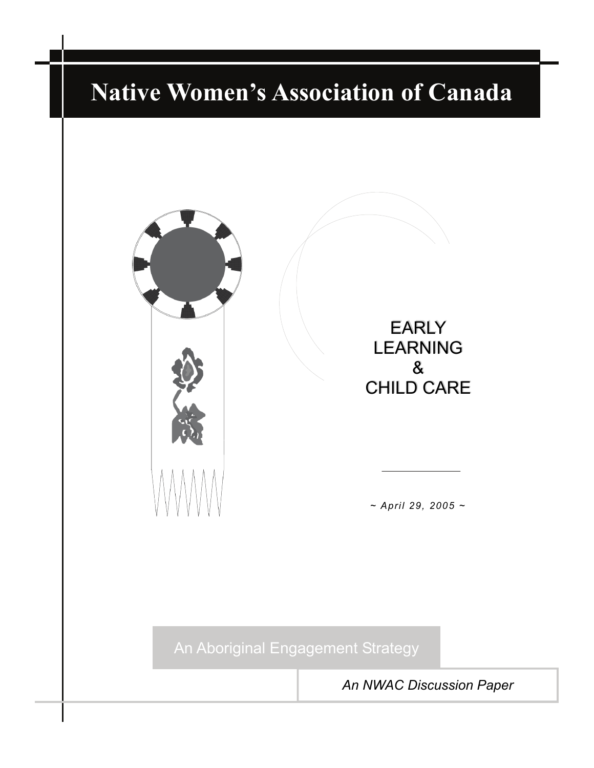# Native Women's Association of Canada

## EARLY LEARNING & CHILD CARE

*~ April 29, 2005 ~*

An Aboriginal Engagement Strategy

*An NWAC Discussion Paper*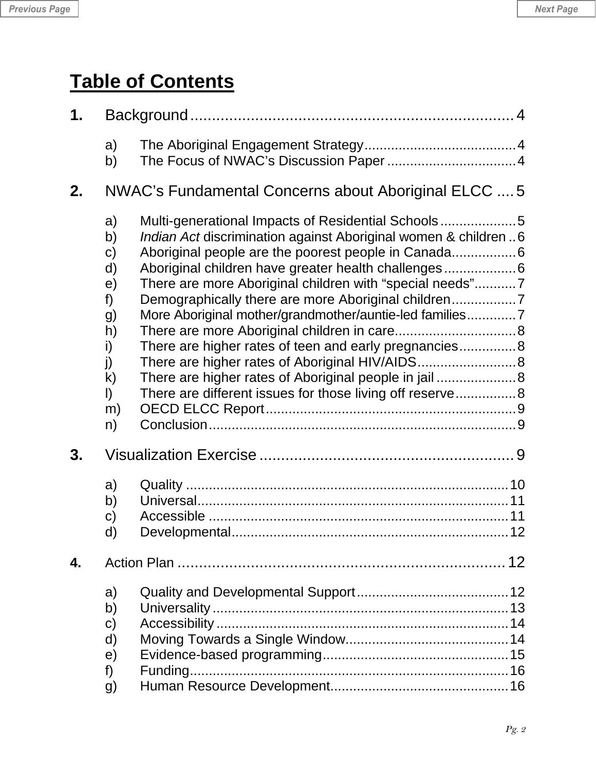# Table of Contents

**1.** Background ........................................................................ 4

- a) The Aboriginal Engagement Strategy ........................................ 4
- b) The Focus of NWAC's Discussion Paper .................................. 4

**2.** NWAC's Fundamental Concerns about Aboriginal ELCC .... 5

- a) Multi-generational Impacts of Residential Schools .................... 5
- b) *Indian Act* discrimination against Aboriginal women & children .. 6
- c) Aboriginal people are the poorest people in Canada................. 6
- d) Aboriginal children have greater health challenges ................... 6
- e) There are more Aboriginal children with "special needs"........... 7
- f) Demographically there are more Aboriginal children................. 7
- g) More Aboriginal mother/grandmother/auntie-led families............. 7
- h) There are more Aboriginal children in care................................ 8
- i) There are higher rates of teen and early pregnancies............... 8
- j) There are higher rates of Aboriginal HIV/AIDS.......................... 8
- k) There are higher rates of Aboriginal people in jail ..................... 8
- l) There are different issues for those living off reserve................ 8
- m) OECD ELCC Report ................................................................ 9
- n) Conclusion ................................................................................ 9

**3.** Visualization Exercise ........................................................ 9

- a) Quality ...................................................................................... 10
- b) Universal ................................................................................... 11
- c) Accessible ................................................................................ 11
- d) Developmental .......................................................................... 12

**4.** Action Plan ........................................................................ 12

- a) Quality and Developmental Support ........................................ 12
- b) Universality .............................................................................. 13
- c) Accessibility ............................................................................. 14
- d) Moving Towards a Single Window........................................... 14
- e) Evidence-based programming ................................................. 15
- f) Funding .................................................................................... 16
- g) Human Resource Development............................................... 16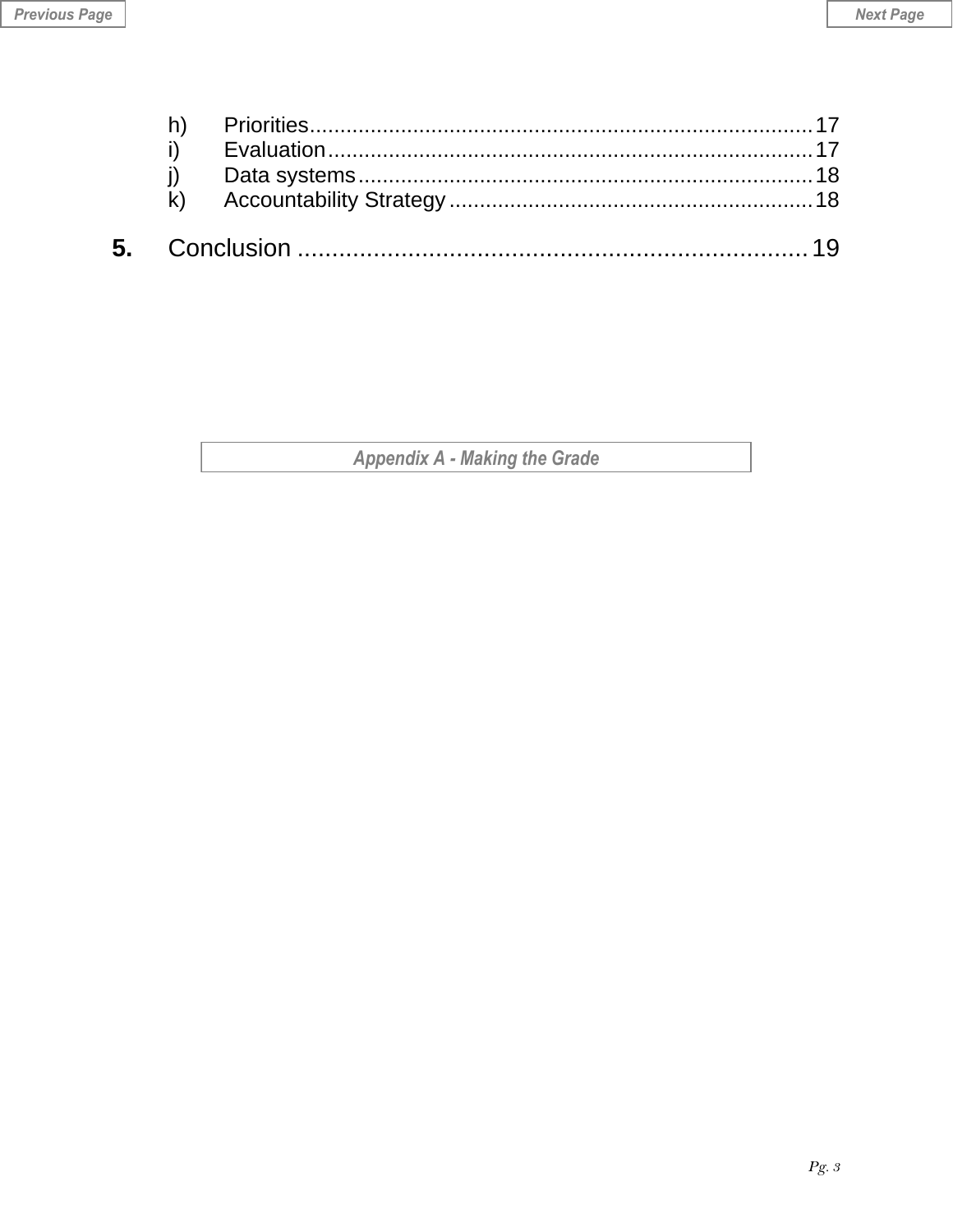h) Priorities .................................................................................. 17
i) Evaluation ................................................................................ 17
j) Data systems ........................................................................... 18
k) Accountability Strategy ............................................................ 18

**5.** Conclusion ............................................................................ 19

*Appendix A - Making the Grade*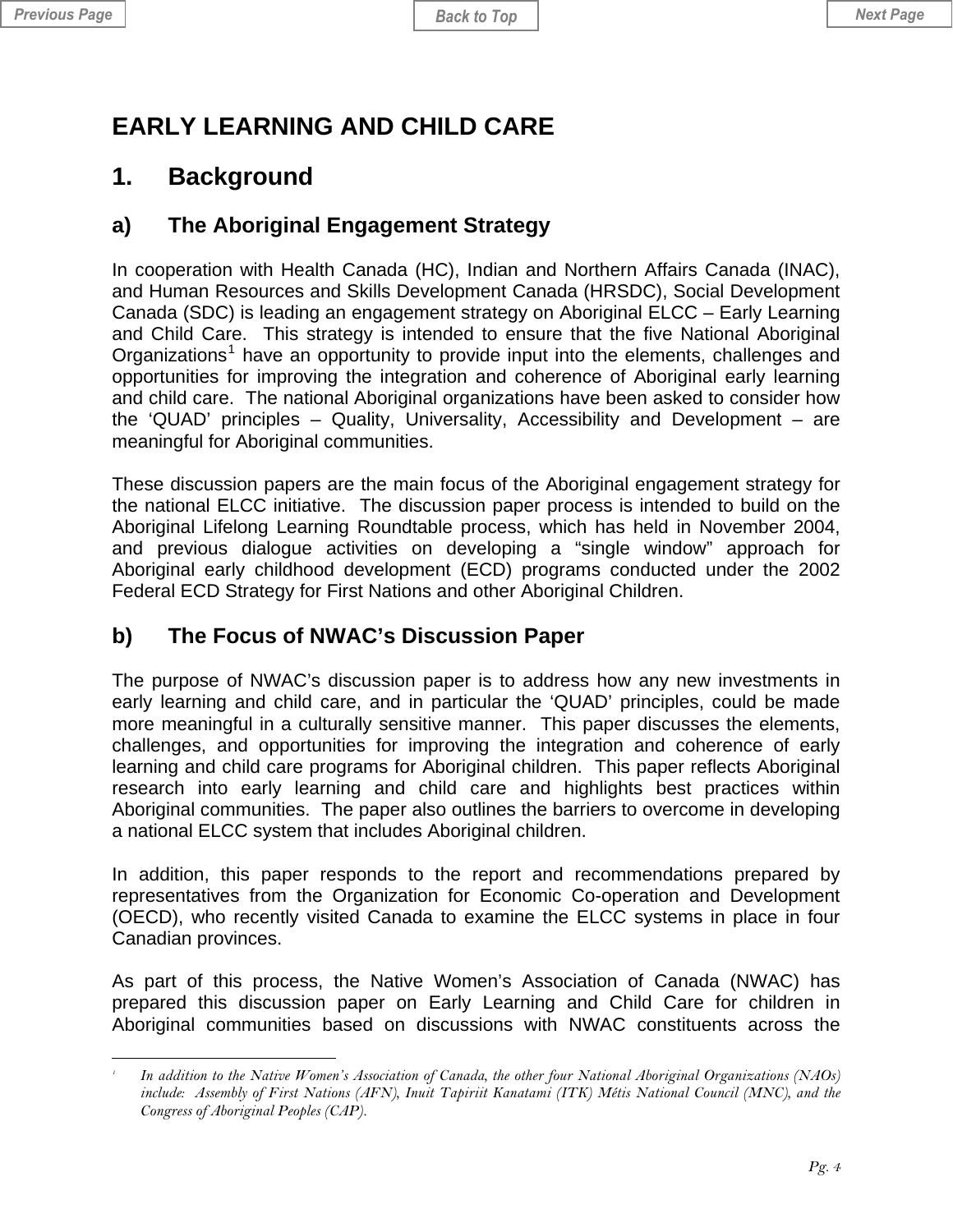# EARLY LEARNING AND CHILD CARE

## 1. Background

### a) The Aboriginal Engagement Strategy

In cooperation with Health Canada (HC), Indian and Northern Affairs Canada (INAC), and Human Resources and Skills Development Canada (HRSDC), Social Development Canada (SDC) is leading an engagement strategy on Aboriginal ELCC – Early Learning and Child Care. This strategy is intended to ensure that the five National Aboriginal Organizations[1] have an opportunity to provide input into the elements, challenges and opportunities for improving the integration and coherence of Aboriginal early learning and child care. The national Aboriginal organizations have been asked to consider how the 'QUAD' principles – Quality, Universality, Accessibility and Development – are meaningful for Aboriginal communities.

These discussion papers are the main focus of the Aboriginal engagement strategy for the national ELCC initiative. The discussion paper process is intended to build on the Aboriginal Lifelong Learning Roundtable process, which has held in November 2004, and previous dialogue activities on developing a "single window" approach for Aboriginal early childhood development (ECD) programs conducted under the 2002 Federal ECD Strategy for First Nations and other Aboriginal Children.

### b) The Focus of NWAC's Discussion Paper

The purpose of NWAC's discussion paper is to address how any new investments in early learning and child care, and in particular the 'QUAD' principles, could be made more meaningful in a culturally sensitive manner. This paper discusses the elements, challenges, and opportunities for improving the integration and coherence of early learning and child care programs for Aboriginal children. This paper reflects Aboriginal research into early learning and child care and highlights best practices within Aboriginal communities. The paper also outlines the barriers to overcome in developing a national ELCC system that includes Aboriginal children.

In addition, this paper responds to the report and recommendations prepared by representatives from the Organization for Economic Co-operation and Development (OECD), who recently visited Canada to examine the ELCC systems in place in four Canadian provinces.

As part of this process, the Native Women's Association of Canada (NWAC) has prepared this discussion paper on Early Learning and Child Care for children in Aboriginal communities based on discussions with NWAC constituents across the

---

[1] *In addition to the Native Women's Association of Canada, the other four National Aboriginal Organizations (NAOs) include: Assembly of First Nations (AFN), Inuit Tapiriit Kanatami (ITK) Métis National Council (MNC), and the Congress of Aboriginal Peoples (CAP).*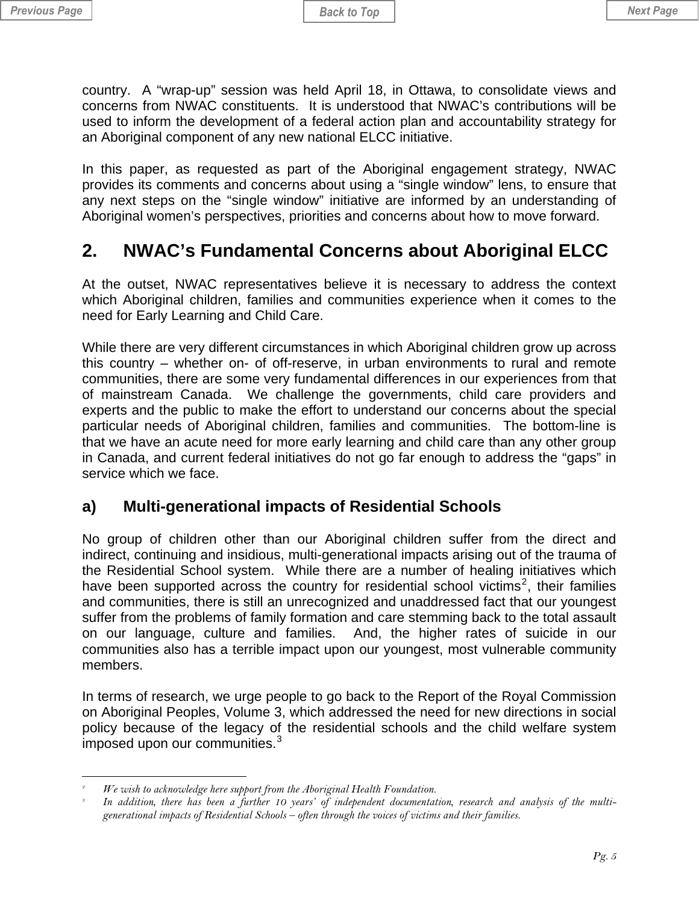country. A "wrap-up" session was held April 18, in Ottawa, to consolidate views and concerns from NWAC constituents. It is understood that NWAC's contributions will be used to inform the development of a federal action plan and accountability strategy for an Aboriginal component of any new national ELCC initiative.

In this paper, as requested as part of the Aboriginal engagement strategy, NWAC provides its comments and concerns about using a "single window" lens, to ensure that any next steps on the "single window" initiative are informed by an understanding of Aboriginal women's perspectives, priorities and concerns about how to move forward.

## 2. NWAC's Fundamental Concerns about Aboriginal ELCC

At the outset, NWAC representatives believe it is necessary to address the context which Aboriginal children, families and communities experience when it comes to the need for Early Learning and Child Care.

While there are very different circumstances in which Aboriginal children grow up across this country – whether on- of off-reserve, in urban environments to rural and remote communities, there are some very fundamental differences in our experiences from that of mainstream Canada. We challenge the governments, child care providers and experts and the public to make the effort to understand our concerns about the special particular needs of Aboriginal children, families and communities. The bottom-line is that we have an acute need for more early learning and child care than any other group in Canada, and current federal initiatives do not go far enough to address the "gaps" in service which we face.

### a) Multi-generational impacts of Residential Schools

No group of children other than our Aboriginal children suffer from the direct and indirect, continuing and insidious, multi-generational impacts arising out of the trauma of the Residential School system. While there are a number of healing initiatives which have been supported across the country for residential school victims[2], their families and communities, there is still an unrecognized and unaddressed fact that our youngest suffer from the problems of family formation and care stemming back to the total assault on our language, culture and families. And, the higher rates of suicide in our communities also has a terrible impact upon our youngest, most vulnerable community members.

In terms of research, we urge people to go back to the Report of the Royal Commission on Aboriginal Peoples, Volume 3, which addressed the need for new directions in social policy because of the legacy of the residential schools and the child welfare system imposed upon our communities.[3]

---

[2] *We wish to acknowledge here support from the Aboriginal Health Foundation.*

[3] *In addition, there has been a further 10 years' of independent documentation, research and analysis of the multi-generational impacts of Residential Schools – often through the voices of victims and their families.*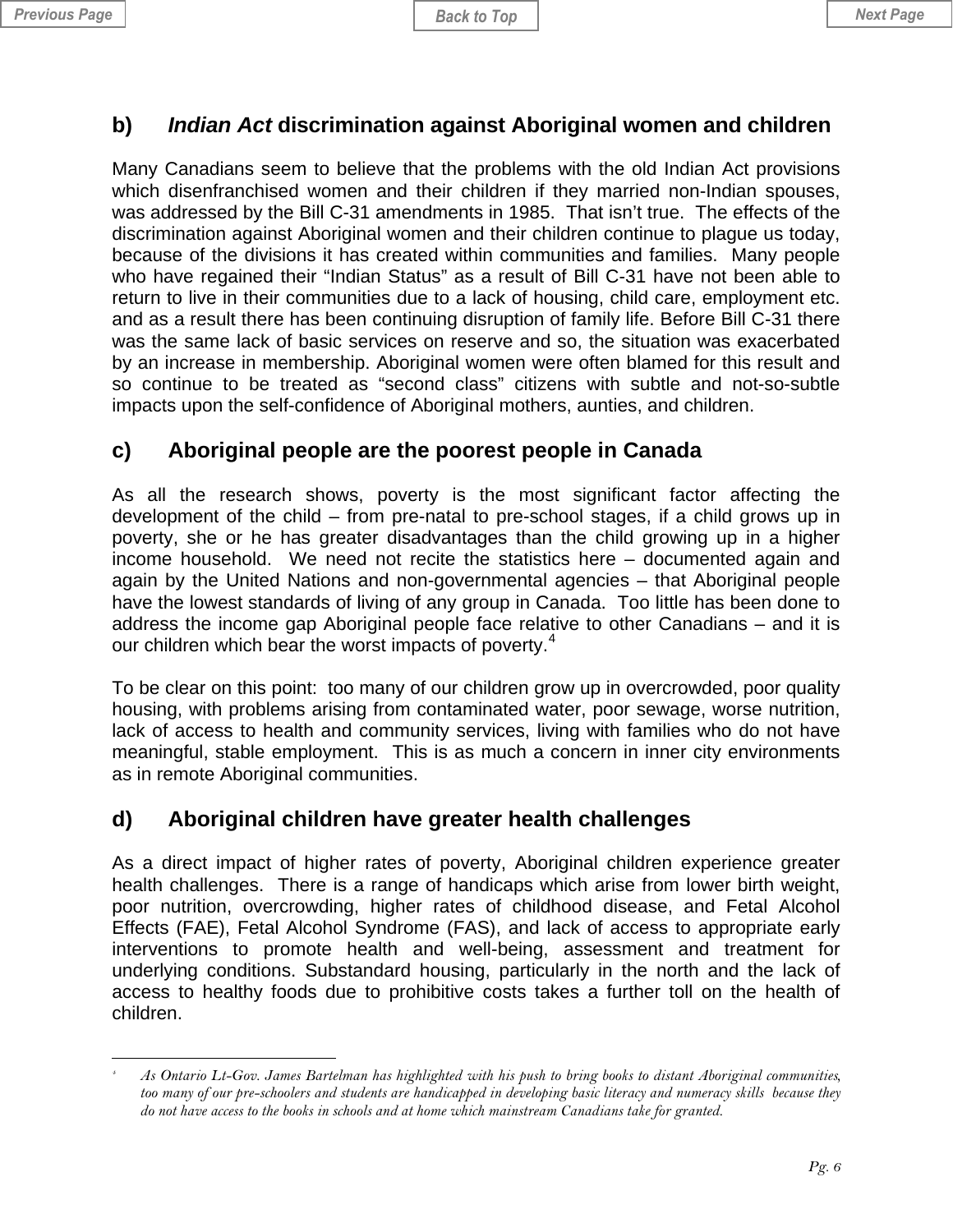## b) *Indian Act* discrimination against Aboriginal women and children

Many Canadians seem to believe that the problems with the old Indian Act provisions which disenfranchised women and their children if they married non-Indian spouses, was addressed by the Bill C-31 amendments in 1985. That isn't true. The effects of the discrimination against Aboriginal women and their children continue to plague us today, because of the divisions it has created within communities and families. Many people who have regained their "Indian Status" as a result of Bill C-31 have not been able to return to live in their communities due to a lack of housing, child care, employment etc. and as a result there has been continuing disruption of family life. Before Bill C-31 there was the same lack of basic services on reserve and so, the situation was exacerbated by an increase in membership. Aboriginal women were often blamed for this result and so continue to be treated as "second class" citizens with subtle and not-so-subtle impacts upon the self-confidence of Aboriginal mothers, aunties, and children.

## c) Aboriginal people are the poorest people in Canada

As all the research shows, poverty is the most significant factor affecting the development of the child – from pre-natal to pre-school stages, if a child grows up in poverty, she or he has greater disadvantages than the child growing up in a higher income household. We need not recite the statistics here – documented again and again by the United Nations and non-governmental agencies – that Aboriginal people have the lowest standards of living of any group in Canada. Too little has been done to address the income gap Aboriginal people face relative to other Canadians – and it is our children which bear the worst impacts of poverty.[4]

To be clear on this point: too many of our children grow up in overcrowded, poor quality housing, with problems arising from contaminated water, poor sewage, worse nutrition, lack of access to health and community services, living with families who do not have meaningful, stable employment. This is as much a concern in inner city environments as in remote Aboriginal communities.

## d) Aboriginal children have greater health challenges

As a direct impact of higher rates of poverty, Aboriginal children experience greater health challenges. There is a range of handicaps which arise from lower birth weight, poor nutrition, overcrowding, higher rates of childhood disease, and Fetal Alcohol Effects (FAE), Fetal Alcohol Syndrome (FAS), and lack of access to appropriate early interventions to promote health and well-being, assessment and treatment for underlying conditions. Substandard housing, particularly in the north and the lack of access to healthy foods due to prohibitive costs takes a further toll on the health of children.

---

[4] *As Ontario Lt-Gov. James Bartelman has highlighted with his push to bring books to distant Aboriginal communities, too many of our pre-schoolers and students are handicapped in developing basic literacy and numeracy skills because they do not have access to the books in schools and at home which mainstream Canadians take for granted.*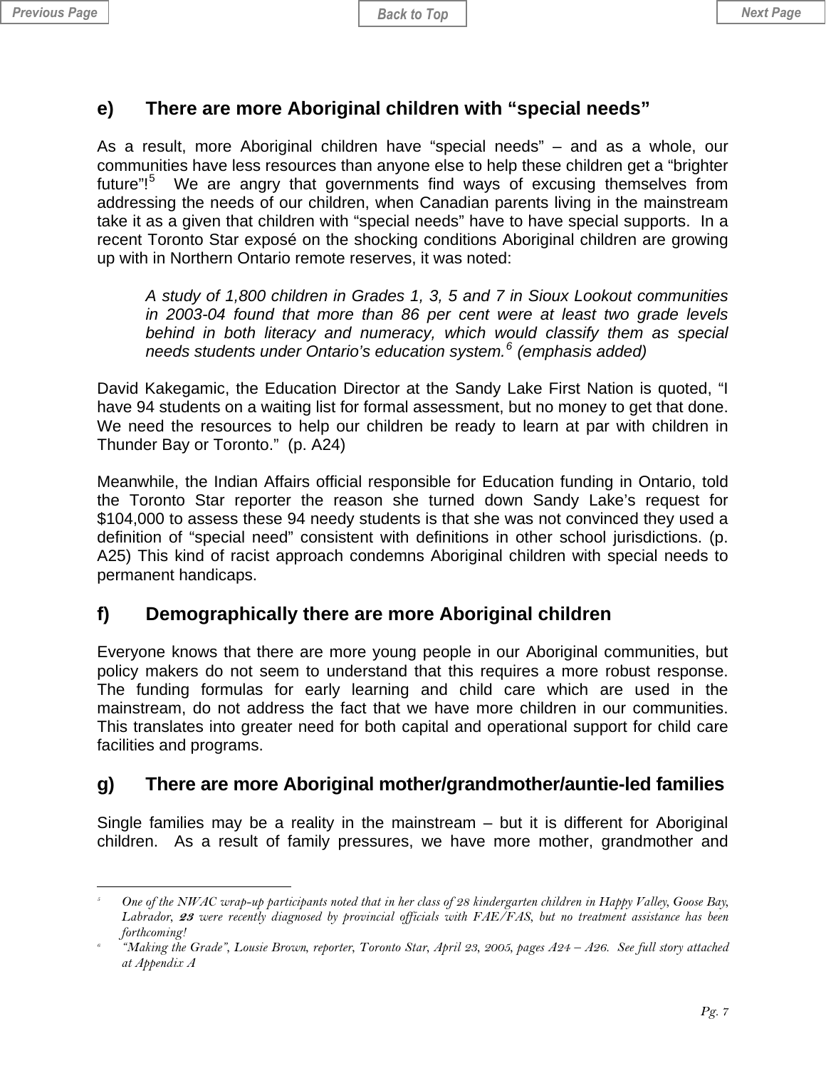## e) There are more Aboriginal children with "special needs"

As a result, more Aboriginal children have "special needs" – and as a whole, our communities have less resources than anyone else to help these children get a "brighter future"![5] We are angry that governments find ways of excusing themselves from addressing the needs of our children, when Canadian parents living in the mainstream take it as a given that children with "special needs" have to have special supports. In a recent Toronto Star exposé on the shocking conditions Aboriginal children are growing up with in Northern Ontario remote reserves, it was noted:

> *A study of 1,800 children in Grades 1, 3, 5 and 7 in Sioux Lookout communities in 2003-04 found that more than 86 per cent were at least two grade levels behind in both literacy and numeracy, which would classify them as special needs students under Ontario's education system.[6] (emphasis added)*

David Kakegamic, the Education Director at the Sandy Lake First Nation is quoted, "I have 94 students on a waiting list for formal assessment, but no money to get that done. We need the resources to help our children be ready to learn at par with children in Thunder Bay or Toronto." (p. A24)

Meanwhile, the Indian Affairs official responsible for Education funding in Ontario, told the Toronto Star reporter the reason she turned down Sandy Lake's request for $104,000 to assess these 94 needy students is that she was not convinced they used a definition of "special need" consistent with definitions in other school jurisdictions. (p. A25) This kind of racist approach condemns Aboriginal children with special needs to permanent handicaps.

## f) Demographically there are more Aboriginal children

Everyone knows that there are more young people in our Aboriginal communities, but policy makers do not seem to understand that this requires a more robust response. The funding formulas for early learning and child care which are used in the mainstream, do not address the fact that we have more children in our communities. This translates into greater need for both capital and operational support for child care facilities and programs.

## g) There are more Aboriginal mother/grandmother/auntie-led families

Single families may be a reality in the mainstream – but it is different for Aboriginal children. As a result of family pressures, we have more mother, grandmother and

---

[5] *One of the NWAC wrap-up participants noted that in her class of 28 kindergarten children in Happy Valley, Goose Bay, Labrador, **23** were recently diagnosed by provincial officials with FAE/FAS, but no treatment assistance has been forthcoming!*

[6] *"Making the Grade", Lousie Brown, reporter, Toronto Star, April 23, 2005, pages A24 – A26. See full story attached at Appendix A*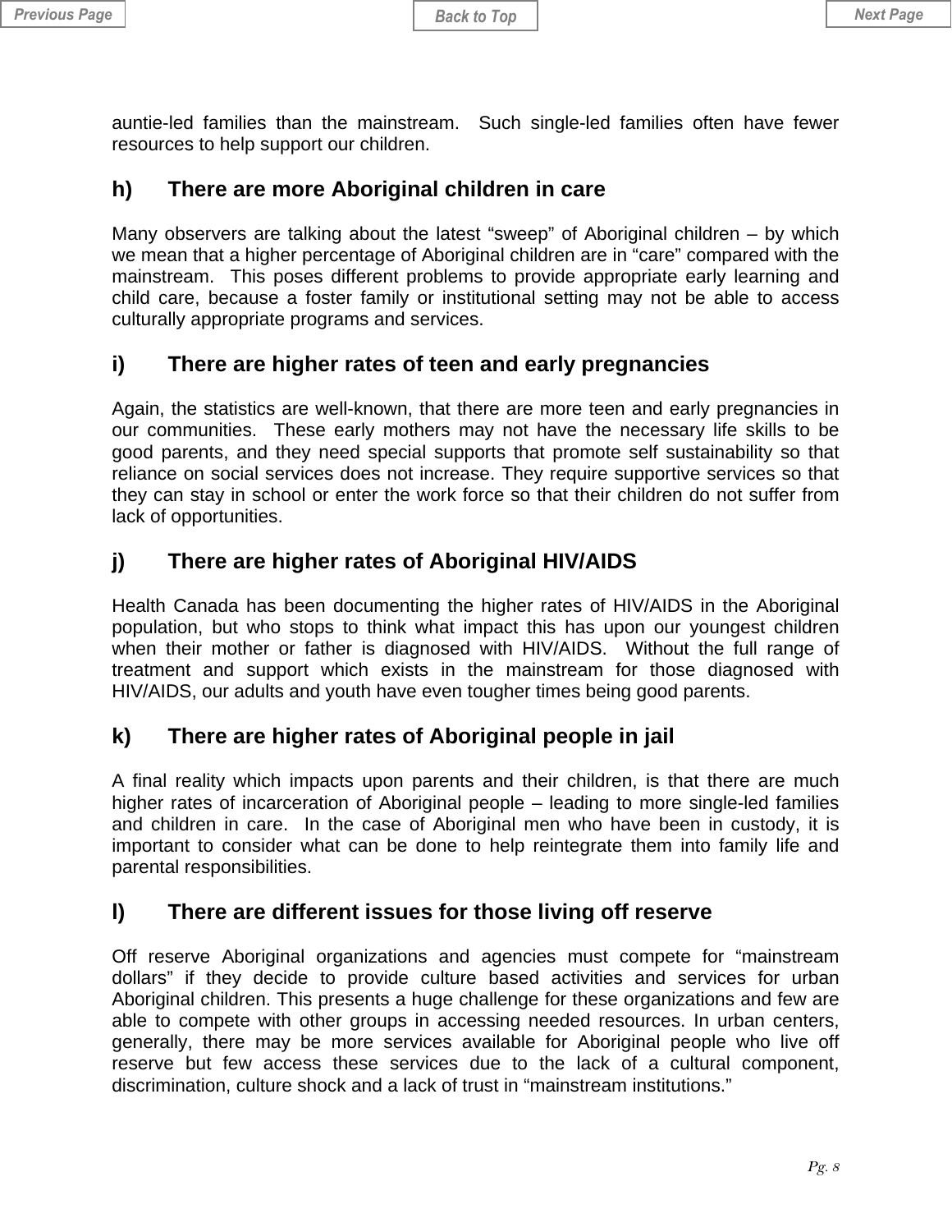auntie-led families than the mainstream. Such single-led families often have fewer resources to help support our children.

### h) There are more Aboriginal children in care

Many observers are talking about the latest "sweep" of Aboriginal children – by which we mean that a higher percentage of Aboriginal children are in "care" compared with the mainstream. This poses different problems to provide appropriate early learning and child care, because a foster family or institutional setting may not be able to access culturally appropriate programs and services.

### i) There are higher rates of teen and early pregnancies

Again, the statistics are well-known, that there are more teen and early pregnancies in our communities. These early mothers may not have the necessary life skills to be good parents, and they need special supports that promote self sustainability so that reliance on social services does not increase. They require supportive services so that they can stay in school or enter the work force so that their children do not suffer from lack of opportunities.

### j) There are higher rates of Aboriginal HIV/AIDS

Health Canada has been documenting the higher rates of HIV/AIDS in the Aboriginal population, but who stops to think what impact this has upon our youngest children when their mother or father is diagnosed with HIV/AIDS. Without the full range of treatment and support which exists in the mainstream for those diagnosed with HIV/AIDS, our adults and youth have even tougher times being good parents.

### k) There are higher rates of Aboriginal people in jail

A final reality which impacts upon parents and their children, is that there are much higher rates of incarceration of Aboriginal people – leading to more single-led families and children in care. In the case of Aboriginal men who have been in custody, it is important to consider what can be done to help reintegrate them into family life and parental responsibilities.

### l) There are different issues for those living off reserve

Off reserve Aboriginal organizations and agencies must compete for "mainstream dollars" if they decide to provide culture based activities and services for urban Aboriginal children. This presents a huge challenge for these organizations and few are able to compete with other groups in accessing needed resources. In urban centers, generally, there may be more services available for Aboriginal people who live off reserve but few access these services due to the lack of a cultural component, discrimination, culture shock and a lack of trust in "mainstream institutions."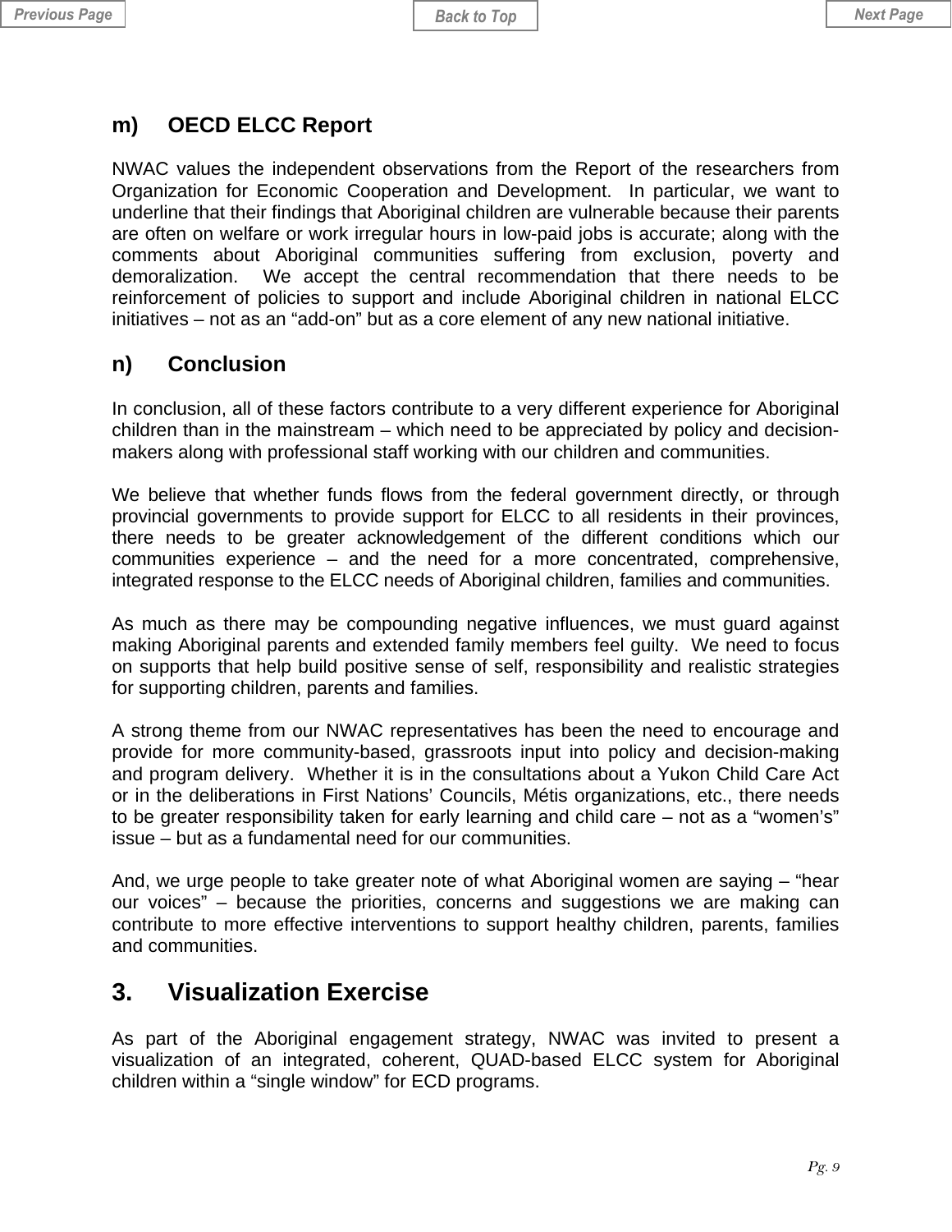### m) OECD ELCC Report

NWAC values the independent observations from the Report of the researchers from Organization for Economic Cooperation and Development. In particular, we want to underline that their findings that Aboriginal children are vulnerable because their parents are often on welfare or work irregular hours in low-paid jobs is accurate; along with the comments about Aboriginal communities suffering from exclusion, poverty and demoralization. We accept the central recommendation that there needs to be reinforcement of policies to support and include Aboriginal children in national ELCC initiatives – not as an "add-on" but as a core element of any new national initiative.

### n) Conclusion

In conclusion, all of these factors contribute to a very different experience for Aboriginal children than in the mainstream – which need to be appreciated by policy and decision-makers along with professional staff working with our children and communities.

We believe that whether funds flows from the federal government directly, or through provincial governments to provide support for ELCC to all residents in their provinces, there needs to be greater acknowledgement of the different conditions which our communities experience – and the need for a more concentrated, comprehensive, integrated response to the ELCC needs of Aboriginal children, families and communities.

As much as there may be compounding negative influences, we must guard against making Aboriginal parents and extended family members feel guilty. We need to focus on supports that help build positive sense of self, responsibility and realistic strategies for supporting children, parents and families.

A strong theme from our NWAC representatives has been the need to encourage and provide for more community-based, grassroots input into policy and decision-making and program delivery. Whether it is in the consultations about a Yukon Child Care Act or in the deliberations in First Nations' Councils, Métis organizations, etc., there needs to be greater responsibility taken for early learning and child care – not as a "women's" issue – but as a fundamental need for our communities.

And, we urge people to take greater note of what Aboriginal women are saying – "hear our voices" – because the priorities, concerns and suggestions we are making can contribute to more effective interventions to support healthy children, parents, families and communities.

## 3. Visualization Exercise

As part of the Aboriginal engagement strategy, NWAC was invited to present a visualization of an integrated, coherent, QUAD-based ELCC system for Aboriginal children within a "single window" for ECD programs.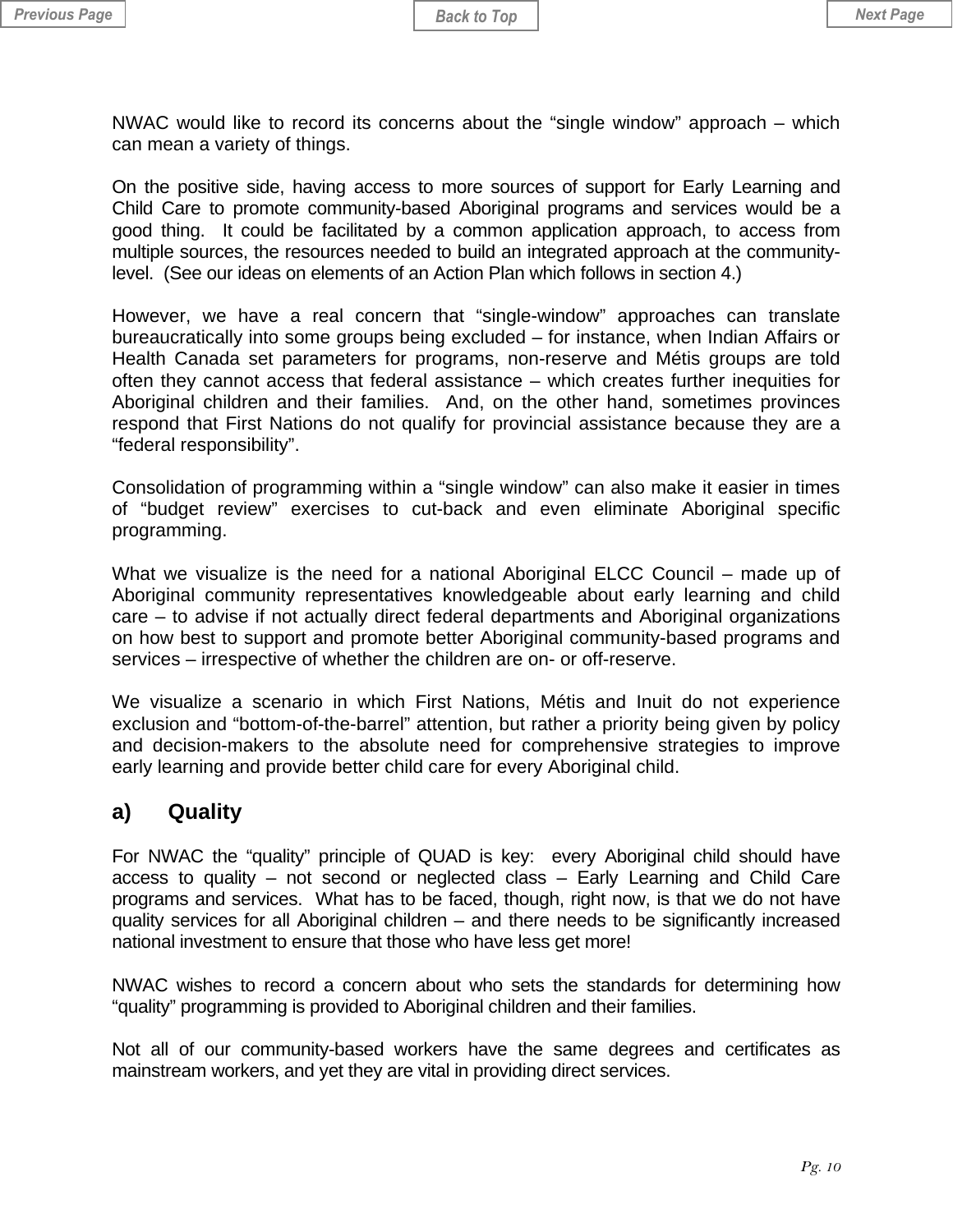NWAC would like to record its concerns about the “single window” approach – which can mean a variety of things.

On the positive side, having access to more sources of support for Early Learning and Child Care to promote community-based Aboriginal programs and services would be a good thing. It could be facilitated by a common application approach, to access from multiple sources, the resources needed to build an integrated approach at the community-level. (See our ideas on elements of an Action Plan which follows in section 4.)

However, we have a real concern that “single-window” approaches can translate bureaucratically into some groups being excluded – for instance, when Indian Affairs or Health Canada set parameters for programs, non-reserve and Métis groups are told often they cannot access that federal assistance – which creates further inequities for Aboriginal children and their families. And, on the other hand, sometimes provinces respond that First Nations do not qualify for provincial assistance because they are a “federal responsibility”.

Consolidation of programming within a “single window” can also make it easier in times of “budget review” exercises to cut-back and even eliminate Aboriginal specific programming.

What we visualize is the need for a national Aboriginal ELCC Council – made up of Aboriginal community representatives knowledgeable about early learning and child care – to advise if not actually direct federal departments and Aboriginal organizations on how best to support and promote better Aboriginal community-based programs and services – irrespective of whether the children are on- or off-reserve.

We visualize a scenario in which First Nations, Métis and Inuit do not experience exclusion and “bottom-of-the-barrel” attention, but rather a priority being given by policy and decision-makers to the absolute need for comprehensive strategies to improve early learning and provide better child care for every Aboriginal child.

### a) Quality

For NWAC the “quality” principle of QUAD is key: every Aboriginal child should have access to quality – not second or neglected class – Early Learning and Child Care programs and services. What has to be faced, though, right now, is that we do not have quality services for all Aboriginal children – and there needs to be significantly increased national investment to ensure that those who have less get more!

NWAC wishes to record a concern about who sets the standards for determining how “quality” programming is provided to Aboriginal children and their families.

Not all of our community-based workers have the same degrees and certificates as mainstream workers, and yet they are vital in providing direct services.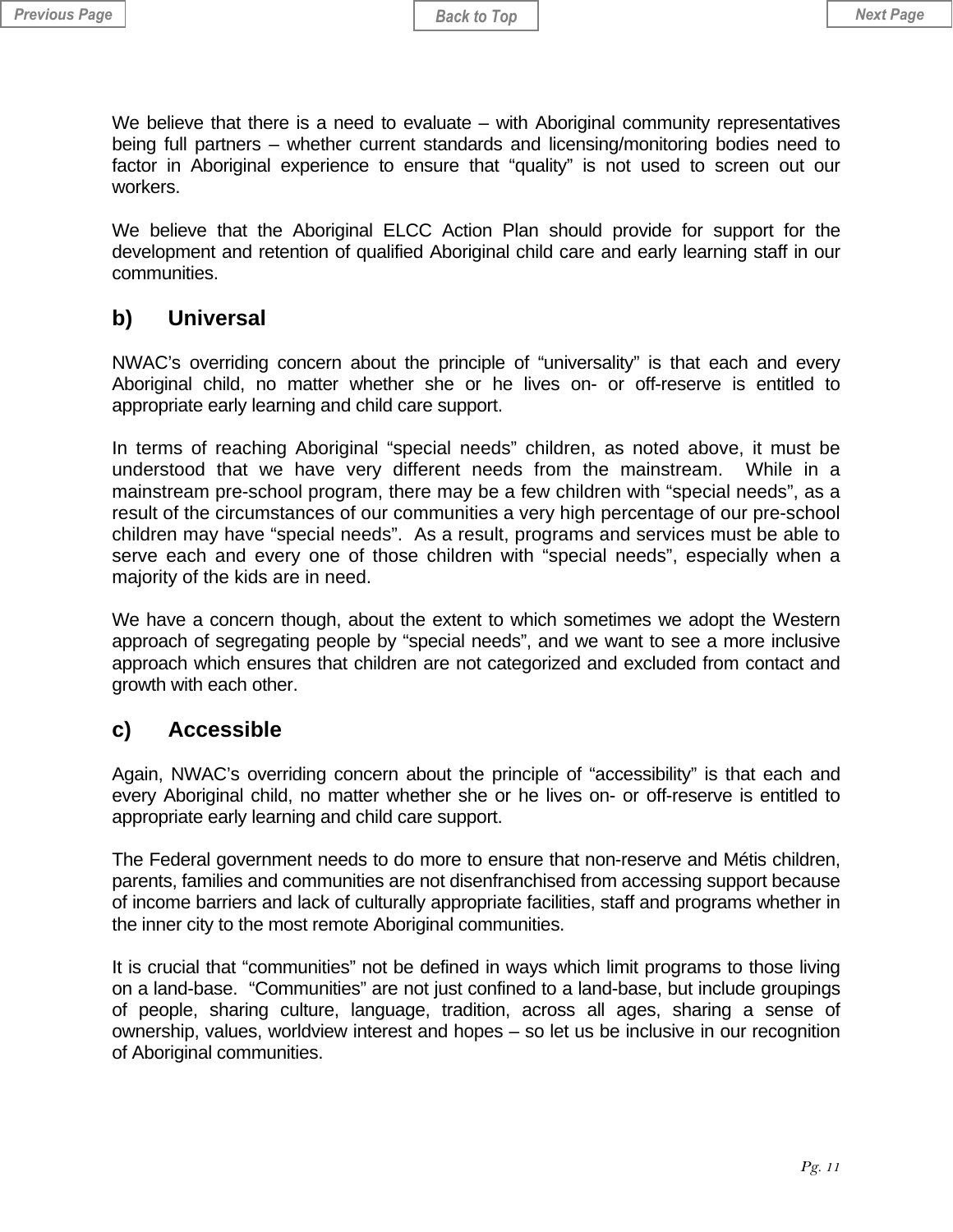We believe that there is a need to evaluate – with Aboriginal community representatives being full partners – whether current standards and licensing/monitoring bodies need to factor in Aboriginal experience to ensure that "quality" is not used to screen out our workers.

We believe that the Aboriginal ELCC Action Plan should provide for support for the development and retention of qualified Aboriginal child care and early learning staff in our communities.

## b) Universal

NWAC's overriding concern about the principle of "universality" is that each and every Aboriginal child, no matter whether she or he lives on- or off-reserve is entitled to appropriate early learning and child care support.

In terms of reaching Aboriginal "special needs" children, as noted above, it must be understood that we have very different needs from the mainstream. While in a mainstream pre-school program, there may be a few children with "special needs", as a result of the circumstances of our communities a very high percentage of our pre-school children may have "special needs". As a result, programs and services must be able to serve each and every one of those children with "special needs", especially when a majority of the kids are in need.

We have a concern though, about the extent to which sometimes we adopt the Western approach of segregating people by "special needs", and we want to see a more inclusive approach which ensures that children are not categorized and excluded from contact and growth with each other.

## c) Accessible

Again, NWAC's overriding concern about the principle of "accessibility" is that each and every Aboriginal child, no matter whether she or he lives on- or off-reserve is entitled to appropriate early learning and child care support.

The Federal government needs to do more to ensure that non-reserve and Métis children, parents, families and communities are not disenfranchised from accessing support because of income barriers and lack of culturally appropriate facilities, staff and programs whether in the inner city to the most remote Aboriginal communities.

It is crucial that "communities" not be defined in ways which limit programs to those living on a land-base. "Communities" are not just confined to a land-base, but include groupings of people, sharing culture, language, tradition, across all ages, sharing a sense of ownership, values, worldview interest and hopes – so let us be inclusive in our recognition of Aboriginal communities.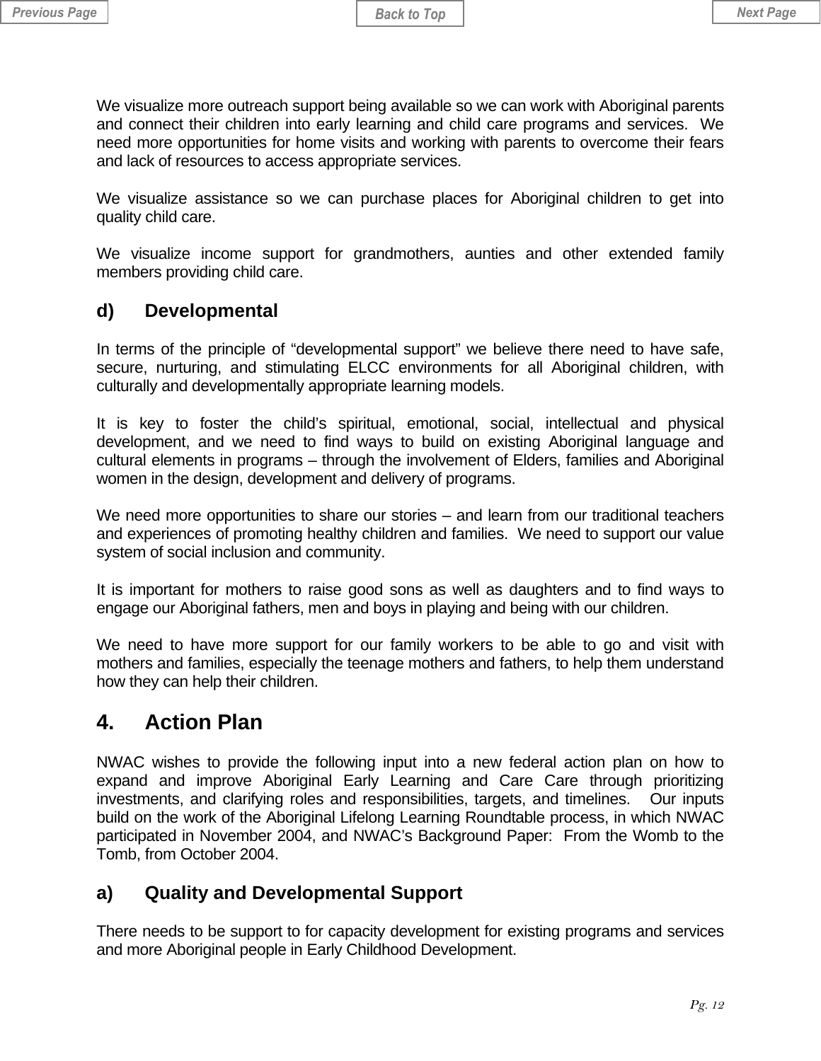We visualize more outreach support being available so we can work with Aboriginal parents and connect their children into early learning and child care programs and services. We need more opportunities for home visits and working with parents to overcome their fears and lack of resources to access appropriate services.

We visualize assistance so we can purchase places for Aboriginal children to get into quality child care.

We visualize income support for grandmothers, aunties and other extended family members providing child care.

### d) Developmental

In terms of the principle of "developmental support" we believe there need to have safe, secure, nurturing, and stimulating ELCC environments for all Aboriginal children, with culturally and developmentally appropriate learning models.

It is key to foster the child's spiritual, emotional, social, intellectual and physical development, and we need to find ways to build on existing Aboriginal language and cultural elements in programs – through the involvement of Elders, families and Aboriginal women in the design, development and delivery of programs.

We need more opportunities to share our stories – and learn from our traditional teachers and experiences of promoting healthy children and families. We need to support our value system of social inclusion and community.

It is important for mothers to raise good sons as well as daughters and to find ways to engage our Aboriginal fathers, men and boys in playing and being with our children.

We need to have more support for our family workers to be able to go and visit with mothers and families, especially the teenage mothers and fathers, to help them understand how they can help their children.

## 4. Action Plan

NWAC wishes to provide the following input into a new federal action plan on how to expand and improve Aboriginal Early Learning and Care Care through prioritizing investments, and clarifying roles and responsibilities, targets, and timelines. Our inputs build on the work of the Aboriginal Lifelong Learning Roundtable process, in which NWAC participated in November 2004, and NWAC's Background Paper: From the Womb to the Tomb, from October 2004.

### a) Quality and Developmental Support

There needs to be support to for capacity development for existing programs and services and more Aboriginal people in Early Childhood Development.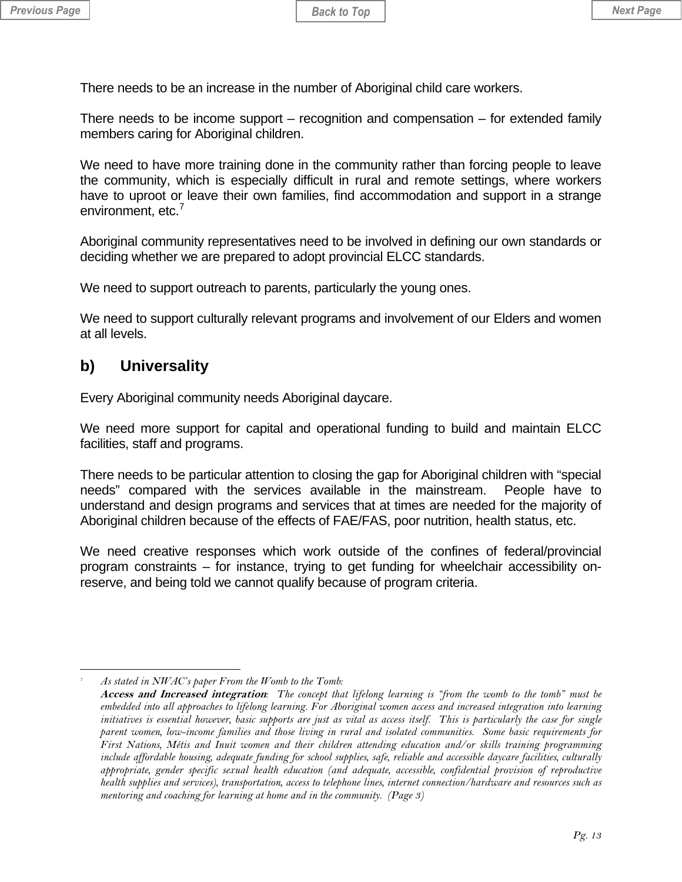There needs to be an increase in the number of Aboriginal child care workers.

There needs to be income support – recognition and compensation – for extended family members caring for Aboriginal children.

We need to have more training done in the community rather than forcing people to leave the community, which is especially difficult in rural and remote settings, where workers have to uproot or leave their own families, find accommodation and support in a strange environment, etc.[7]

Aboriginal community representatives need to be involved in defining our own standards or deciding whether we are prepared to adopt provincial ELCC standards.

We need to support outreach to parents, particularly the young ones.

We need to support culturally relevant programs and involvement of our Elders and women at all levels.

## b) Universality

Every Aboriginal community needs Aboriginal daycare.

We need more support for capital and operational funding to build and maintain ELCC facilities, staff and programs.

There needs to be particular attention to closing the gap for Aboriginal children with "special needs" compared with the services available in the mainstream. People have to understand and design programs and services that at times are needed for the majority of Aboriginal children because of the effects of FAE/FAS, poor nutrition, health status, etc.

We need creative responses which work outside of the confines of federal/provincial program constraints – for instance, trying to get funding for wheelchair accessibility on-reserve, and being told we cannot qualify because of program criteria.

---

[7] *As stated in NWAC's paper From the Womb to the Tomb:*
***Access and Increased integration**: The concept that lifelong learning is "from the womb to the tomb" must be embedded into all approaches to lifelong learning. For Aboriginal women access and increased integration into learning initiatives is essential however, basic supports are just as vital as access itself. This is particularly the case for single parent women, low-income families and those living in rural and isolated communities. Some basic requirements for First Nations, Métis and Inuit women and their children attending education and/or skills training programming include affordable housing, adequate funding for school supplies, safe, reliable and accessible daycare facilities, culturally appropriate, gender specific sexual health education (and adequate, accessible, confidential provision of reproductive health supplies and services), transportation, access to telephone lines, internet connection/hardware and resources such as mentoring and coaching for learning at home and in the community. (Page 3)*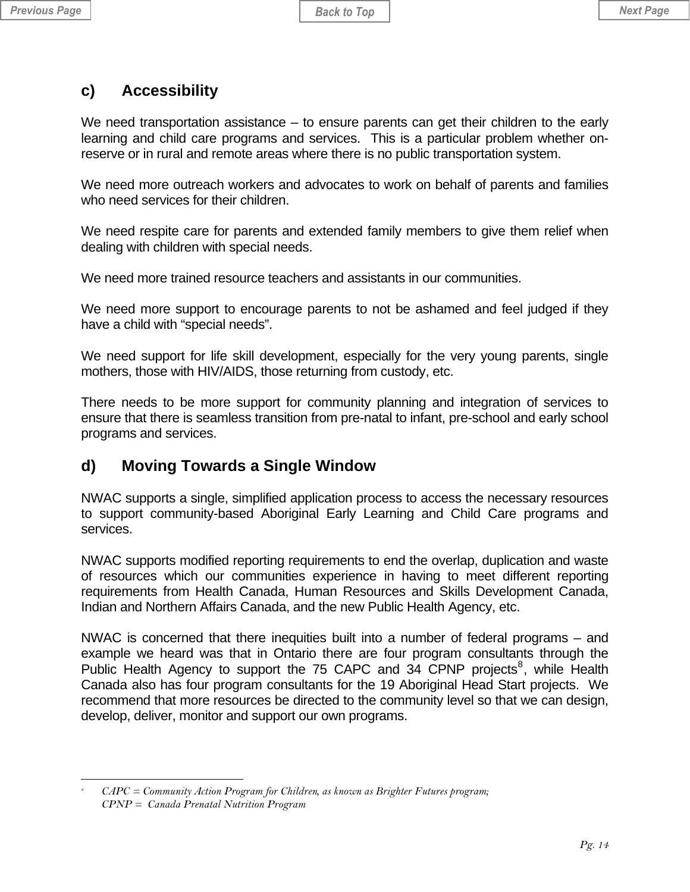## c) Accessibility

We need transportation assistance – to ensure parents can get their children to the early learning and child care programs and services. This is a particular problem whether on-reserve or in rural and remote areas where there is no public transportation system.

We need more outreach workers and advocates to work on behalf of parents and families who need services for their children.

We need respite care for parents and extended family members to give them relief when dealing with children with special needs.

We need more trained resource teachers and assistants in our communities.

We need more support to encourage parents to not be ashamed and feel judged if they have a child with "special needs".

We need support for life skill development, especially for the very young parents, single mothers, those with HIV/AIDS, those returning from custody, etc.

There needs to be more support for community planning and integration of services to ensure that there is seamless transition from pre-natal to infant, pre-school and early school programs and services.

## d) Moving Towards a Single Window

NWAC supports a single, simplified application process to access the necessary resources to support community-based Aboriginal Early Learning and Child Care programs and services.

NWAC supports modified reporting requirements to end the overlap, duplication and waste of resources which our communities experience in having to meet different reporting requirements from Health Canada, Human Resources and Skills Development Canada, Indian and Northern Affairs Canada, and the new Public Health Agency, etc.

NWAC is concerned that there inequities built into a number of federal programs – and example we heard was that in Ontario there are four program consultants through the Public Health Agency to support the 75 CAPC and 34 CPNP projects[8], while Health Canada also has four program consultants for the 19 Aboriginal Head Start projects. We recommend that more resources be directed to the community level so that we can design, develop, deliver, monitor and support our own programs.

---

[8] *CAPC = Community Action Program for Children, as known as Brighter Futures program;*
*CPNP = Canada Prenatal Nutrition Program*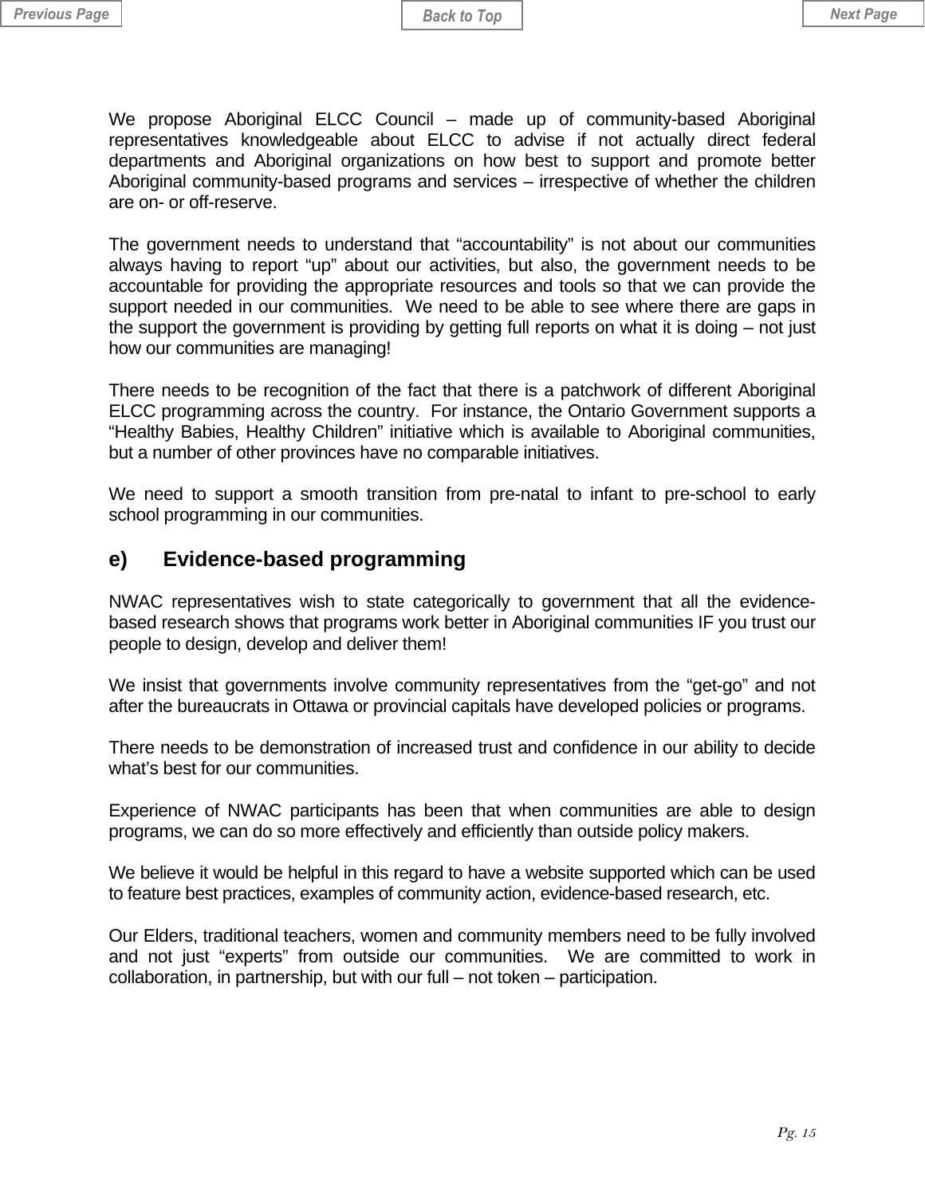We propose Aboriginal ELCC Council – made up of community-based Aboriginal representatives knowledgeable about ELCC to advise if not actually direct federal departments and Aboriginal organizations on how best to support and promote better Aboriginal community-based programs and services – irrespective of whether the children are on- or off-reserve.

The government needs to understand that "accountability" is not about our communities always having to report "up" about our activities, but also, the government needs to be accountable for providing the appropriate resources and tools so that we can provide the support needed in our communities. We need to be able to see where there are gaps in the support the government is providing by getting full reports on what it is doing – not just how our communities are managing!

There needs to be recognition of the fact that there is a patchwork of different Aboriginal ELCC programming across the country. For instance, the Ontario Government supports a "Healthy Babies, Healthy Children" initiative which is available to Aboriginal communities, but a number of other provinces have no comparable initiatives.

We need to support a smooth transition from pre-natal to infant to pre-school to early school programming in our communities.

## e) Evidence-based programming

NWAC representatives wish to state categorically to government that all the evidence-based research shows that programs work better in Aboriginal communities IF you trust our people to design, develop and deliver them!

We insist that governments involve community representatives from the "get-go" and not after the bureaucrats in Ottawa or provincial capitals have developed policies or programs.

There needs to be demonstration of increased trust and confidence in our ability to decide what's best for our communities.

Experience of NWAC participants has been that when communities are able to design programs, we can do so more effectively and efficiently than outside policy makers.

We believe it would be helpful in this regard to have a website supported which can be used to feature best practices, examples of community action, evidence-based research, etc.

Our Elders, traditional teachers, women and community members need to be fully involved and not just "experts" from outside our communities. We are committed to work in collaboration, in partnership, but with our full – not token – participation.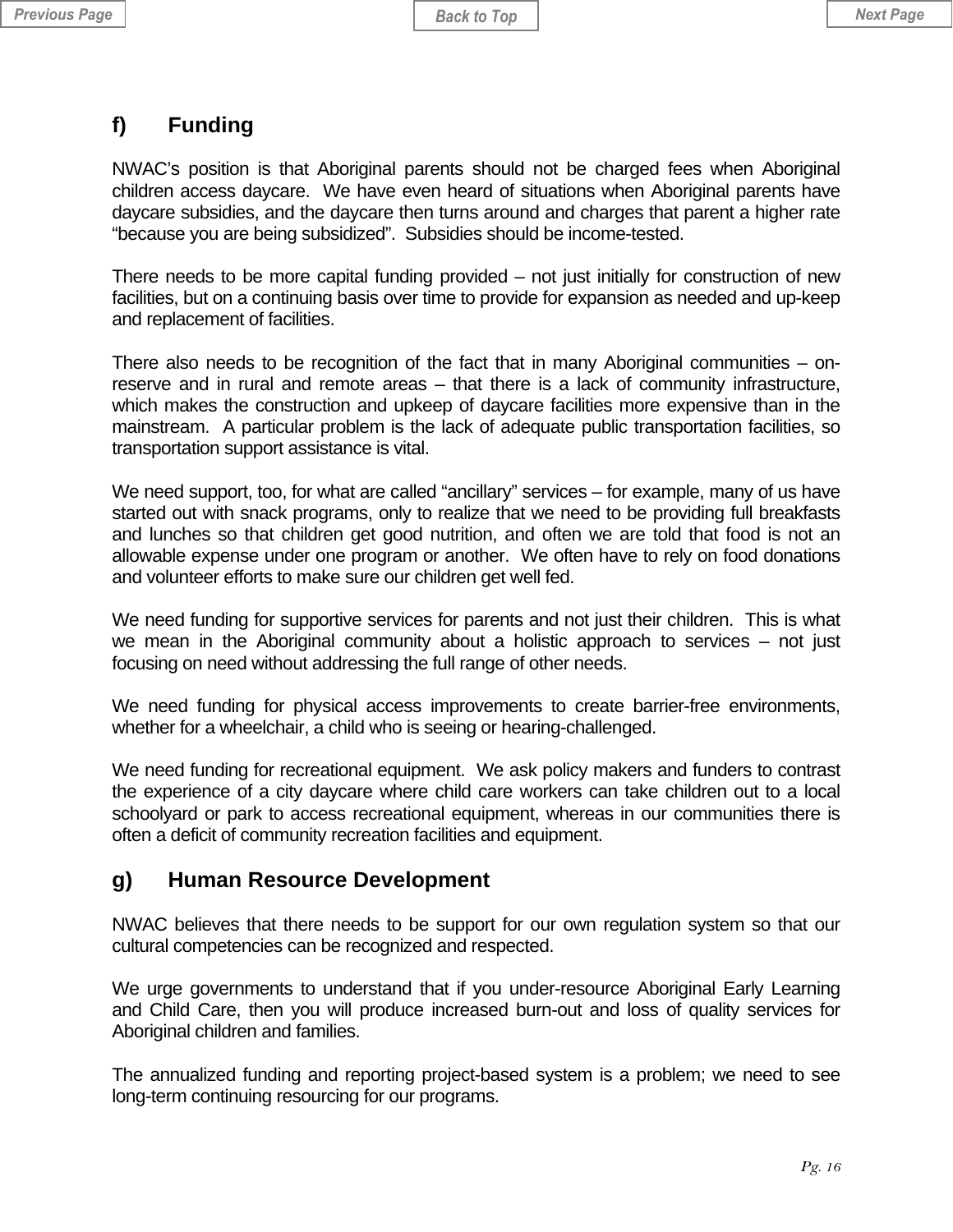## f) Funding

NWAC's position is that Aboriginal parents should not be charged fees when Aboriginal children access daycare. We have even heard of situations when Aboriginal parents have daycare subsidies, and the daycare then turns around and charges that parent a higher rate "because you are being subsidized". Subsidies should be income-tested.

There needs to be more capital funding provided – not just initially for construction of new facilities, but on a continuing basis over time to provide for expansion as needed and up-keep and replacement of facilities.

There also needs to be recognition of the fact that in many Aboriginal communities – on-reserve and in rural and remote areas – that there is a lack of community infrastructure, which makes the construction and upkeep of daycare facilities more expensive than in the mainstream. A particular problem is the lack of adequate public transportation facilities, so transportation support assistance is vital.

We need support, too, for what are called "ancillary" services – for example, many of us have started out with snack programs, only to realize that we need to be providing full breakfasts and lunches so that children get good nutrition, and often we are told that food is not an allowable expense under one program or another. We often have to rely on food donations and volunteer efforts to make sure our children get well fed.

We need funding for supportive services for parents and not just their children. This is what we mean in the Aboriginal community about a holistic approach to services – not just focusing on need without addressing the full range of other needs.

We need funding for physical access improvements to create barrier-free environments, whether for a wheelchair, a child who is seeing or hearing-challenged.

We need funding for recreational equipment. We ask policy makers and funders to contrast the experience of a city daycare where child care workers can take children out to a local schoolyard or park to access recreational equipment, whereas in our communities there is often a deficit of community recreation facilities and equipment.

## g) Human Resource Development

NWAC believes that there needs to be support for our own regulation system so that our cultural competencies can be recognized and respected.

We urge governments to understand that if you under-resource Aboriginal Early Learning and Child Care, then you will produce increased burn-out and loss of quality services for Aboriginal children and families.

The annualized funding and reporting project-based system is a problem; we need to see long-term continuing resourcing for our programs.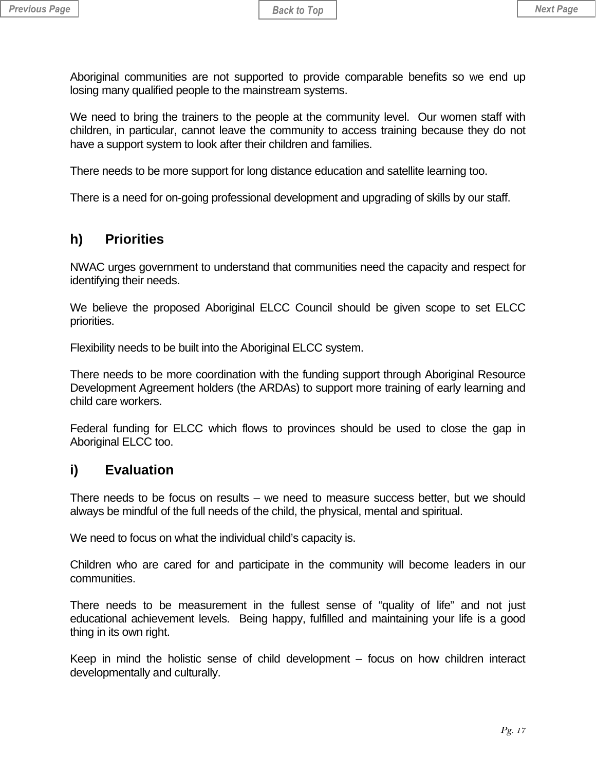Aboriginal communities are not supported to provide comparable benefits so we end up losing many qualified people to the mainstream systems.

We need to bring the trainers to the people at the community level. Our women staff with children, in particular, cannot leave the community to access training because they do not have a support system to look after their children and families.

There needs to be more support for long distance education and satellite learning too.

There is a need for on-going professional development and upgrading of skills by our staff.

## h) Priorities

NWAC urges government to understand that communities need the capacity and respect for identifying their needs.

We believe the proposed Aboriginal ELCC Council should be given scope to set ELCC priorities.

Flexibility needs to be built into the Aboriginal ELCC system.

There needs to be more coordination with the funding support through Aboriginal Resource Development Agreement holders (the ARDAs) to support more training of early learning and child care workers.

Federal funding for ELCC which flows to provinces should be used to close the gap in Aboriginal ELCC too.

## i) Evaluation

There needs to be focus on results – we need to measure success better, but we should always be mindful of the full needs of the child, the physical, mental and spiritual.

We need to focus on what the individual child's capacity is.

Children who are cared for and participate in the community will become leaders in our communities.

There needs to be measurement in the fullest sense of "quality of life" and not just educational achievement levels. Being happy, fulfilled and maintaining your life is a good thing in its own right.

Keep in mind the holistic sense of child development – focus on how children interact developmentally and culturally.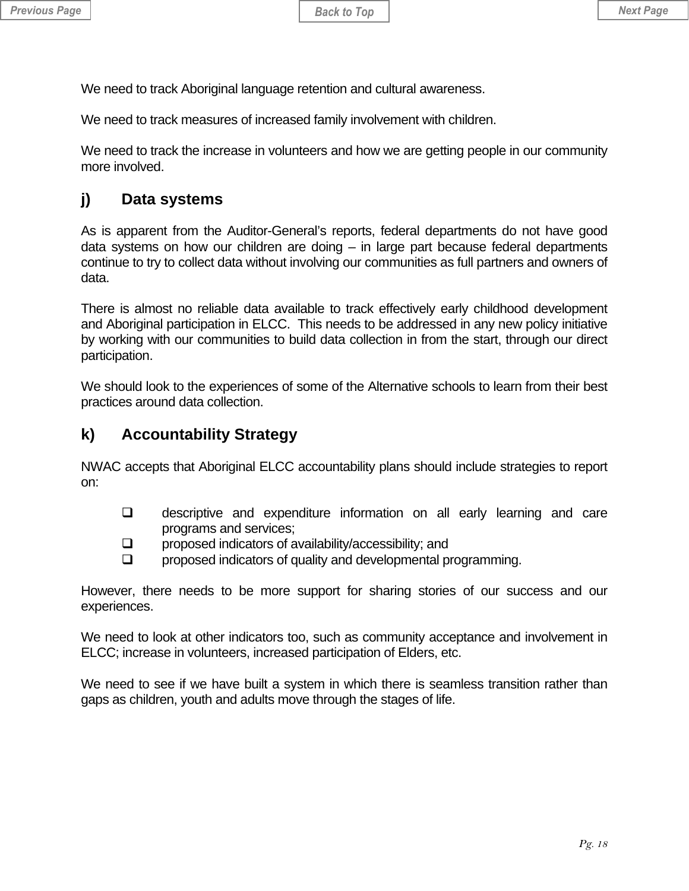We need to track Aboriginal language retention and cultural awareness.

We need to track measures of increased family involvement with children.

We need to track the increase in volunteers and how we are getting people in our community more involved.

## j) Data systems

As is apparent from the Auditor-General's reports, federal departments do not have good data systems on how our children are doing – in large part because federal departments continue to try to collect data without involving our communities as full partners and owners of data.

There is almost no reliable data available to track effectively early childhood development and Aboriginal participation in ELCC. This needs to be addressed in any new policy initiative by working with our communities to build data collection in from the start, through our direct participation.

We should look to the experiences of some of the Alternative schools to learn from their best practices around data collection.

## k) Accountability Strategy

NWAC accepts that Aboriginal ELCC accountability plans should include strategies to report on:

- descriptive and expenditure information on all early learning and care programs and services;
- proposed indicators of availability/accessibility; and
- proposed indicators of quality and developmental programming.

However, there needs to be more support for sharing stories of our success and our experiences.

We need to look at other indicators too, such as community acceptance and involvement in ELCC; increase in volunteers, increased participation of Elders, etc.

We need to see if we have built a system in which there is seamless transition rather than gaps as children, youth and adults move through the stages of life.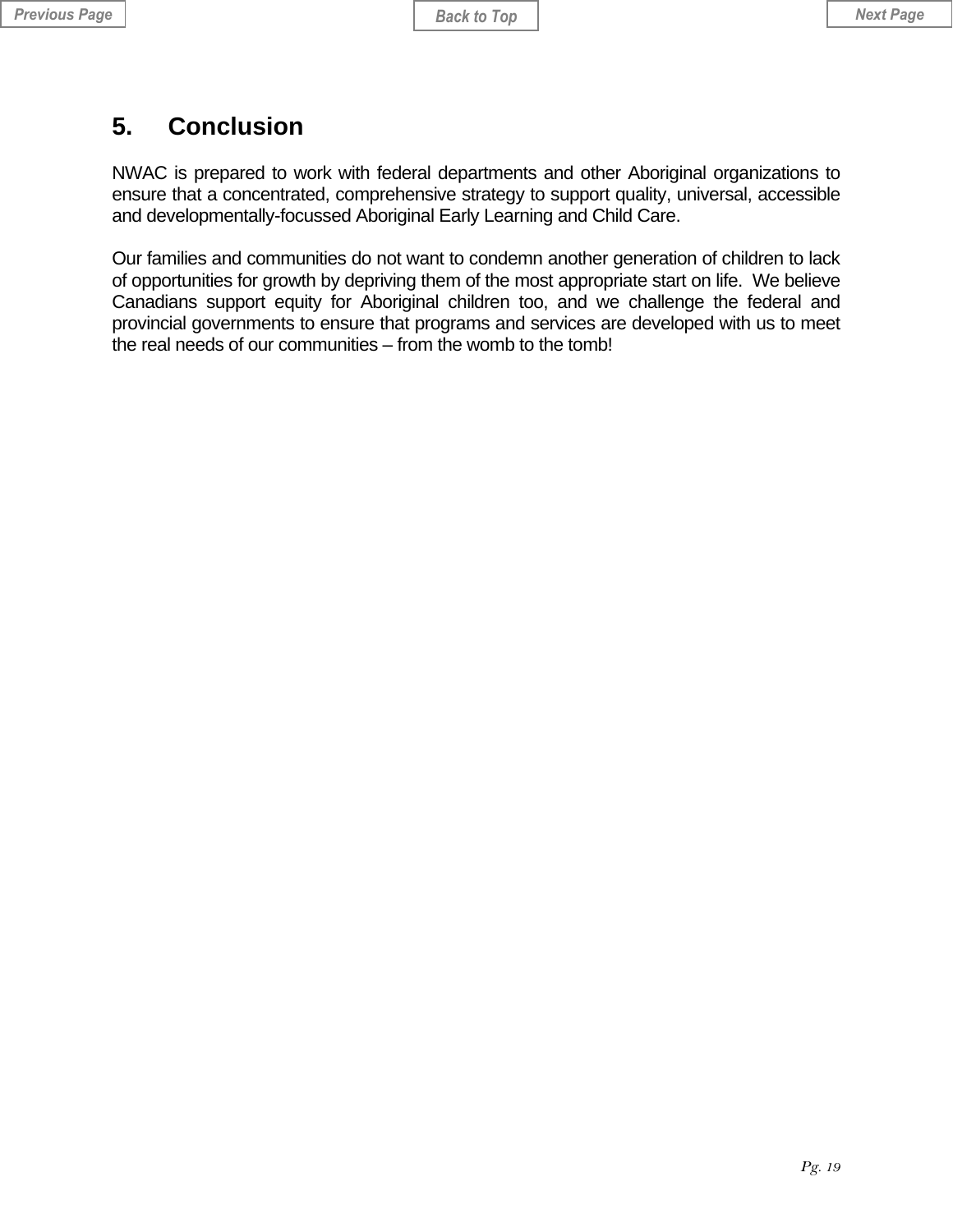# 5. Conclusion

NWAC is prepared to work with federal departments and other Aboriginal organizations to ensure that a concentrated, comprehensive strategy to support quality, universal, accessible and developmentally-focussed Aboriginal Early Learning and Child Care.

Our families and communities do not want to condemn another generation of children to lack of opportunities for growth by depriving them of the most appropriate start on life. We believe Canadians support equity for Aboriginal children too, and we challenge the federal and provincial governments to ensure that programs and services are developed with us to meet the real needs of our communities – from the womb to the tomb!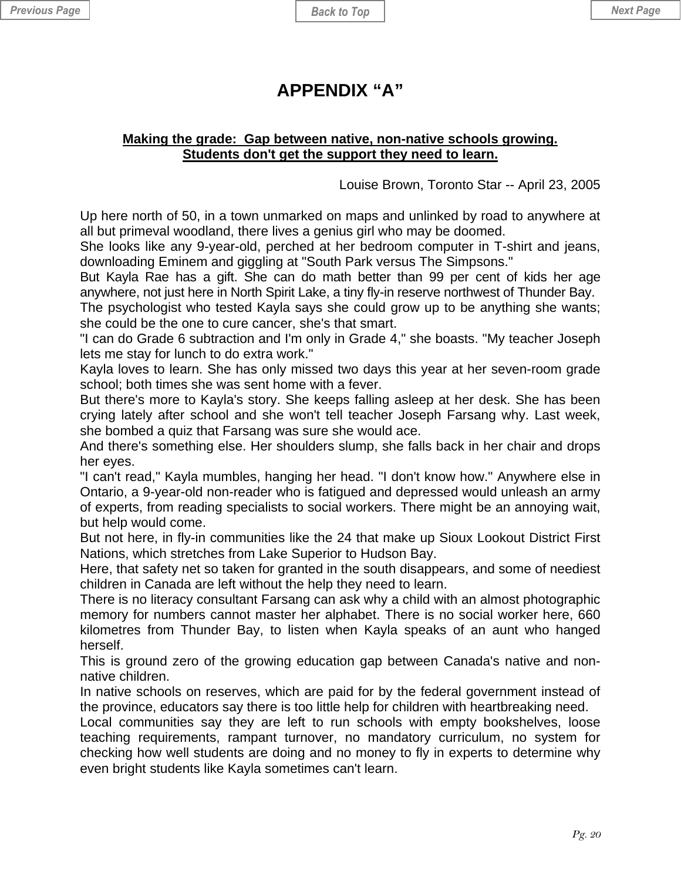# APPENDIX "A"

**<u>Making the grade: Gap between native, non-native schools growing.</u>**
**<u>Students don't get the support they need to learn.</u>**

Louise Brown, Toronto Star -- April 23, 2005

Up here north of 50, in a town unmarked on maps and unlinked by road to anywhere at all but primeval woodland, there lives a genius girl who may be doomed.

She looks like any 9-year-old, perched at her bedroom computer in T-shirt and jeans, downloading Eminem and giggling at "South Park versus The Simpsons."

But Kayla Rae has a gift. She can do math better than 99 per cent of kids her age anywhere, not just here in North Spirit Lake, a tiny fly-in reserve northwest of Thunder Bay.

The psychologist who tested Kayla says she could grow up to be anything she wants; she could be the one to cure cancer, she's that smart.

"I can do Grade 6 subtraction and I'm only in Grade 4," she boasts. "My teacher Joseph lets me stay for lunch to do extra work."

Kayla loves to learn. She has only missed two days this year at her seven-room grade school; both times she was sent home with a fever.

But there's more to Kayla's story. She keeps falling asleep at her desk. She has been crying lately after school and she won't tell teacher Joseph Farsang why. Last week, she bombed a quiz that Farsang was sure she would ace.

And there's something else. Her shoulders slump, she falls back in her chair and drops her eyes.

"I can't read," Kayla mumbles, hanging her head. "I don't know how." Anywhere else in Ontario, a 9-year-old non-reader who is fatigued and depressed would unleash an army of experts, from reading specialists to social workers. There might be an annoying wait, but help would come.

But not here, in fly-in communities like the 24 that make up Sioux Lookout District First Nations, which stretches from Lake Superior to Hudson Bay.

Here, that safety net so taken for granted in the south disappears, and some of neediest children in Canada are left without the help they need to learn.

There is no literacy consultant Farsang can ask why a child with an almost photographic memory for numbers cannot master her alphabet. There is no social worker here, 660 kilometres from Thunder Bay, to listen when Kayla speaks of an aunt who hanged herself.

This is ground zero of the growing education gap between Canada's native and non-native children.

In native schools on reserves, which are paid for by the federal government instead of the province, educators say there is too little help for children with heartbreaking need.

Local communities say they are left to run schools with empty bookshelves, loose teaching requirements, rampant turnover, no mandatory curriculum, no system for checking how well students are doing and no money to fly in experts to determine why even bright students like Kayla sometimes can't learn.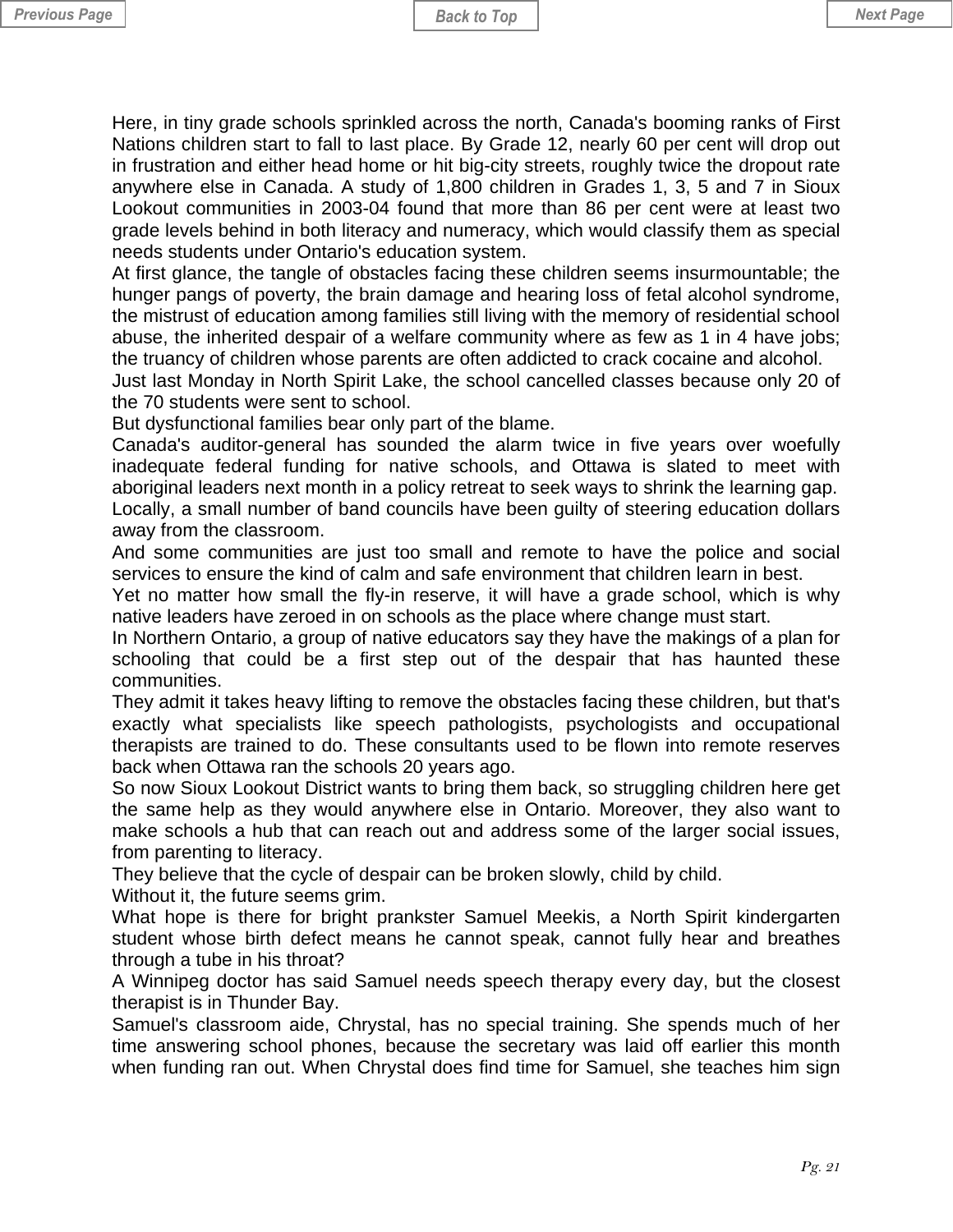Here, in tiny grade schools sprinkled across the north, Canada's booming ranks of First Nations children start to fall to last place. By Grade 12, nearly 60 per cent will drop out in frustration and either head home or hit big-city streets, roughly twice the dropout rate anywhere else in Canada. A study of 1,800 children in Grades 1, 3, 5 and 7 in Sioux Lookout communities in 2003-04 found that more than 86 per cent were at least two grade levels behind in both literacy and numeracy, which would classify them as special needs students under Ontario's education system.

At first glance, the tangle of obstacles facing these children seems insurmountable; the hunger pangs of poverty, the brain damage and hearing loss of fetal alcohol syndrome, the mistrust of education among families still living with the memory of residential school abuse, the inherited despair of a welfare community where as few as 1 in 4 have jobs; the truancy of children whose parents are often addicted to crack cocaine and alcohol.

Just last Monday in North Spirit Lake, the school cancelled classes because only 20 of the 70 students were sent to school.

But dysfunctional families bear only part of the blame.

Canada's auditor-general has sounded the alarm twice in five years over woefully inadequate federal funding for native schools, and Ottawa is slated to meet with aboriginal leaders next month in a policy retreat to seek ways to shrink the learning gap. Locally, a small number of band councils have been guilty of steering education dollars away from the classroom.

And some communities are just too small and remote to have the police and social services to ensure the kind of calm and safe environment that children learn in best.

Yet no matter how small the fly-in reserve, it will have a grade school, which is why native leaders have zeroed in on schools as the place where change must start.

In Northern Ontario, a group of native educators say they have the makings of a plan for schooling that could be a first step out of the despair that has haunted these communities.

They admit it takes heavy lifting to remove the obstacles facing these children, but that's exactly what specialists like speech pathologists, psychologists and occupational therapists are trained to do. These consultants used to be flown into remote reserves back when Ottawa ran the schools 20 years ago.

So now Sioux Lookout District wants to bring them back, so struggling children here get the same help as they would anywhere else in Ontario. Moreover, they also want to make schools a hub that can reach out and address some of the larger social issues, from parenting to literacy.

They believe that the cycle of despair can be broken slowly, child by child.

Without it, the future seems grim.

What hope is there for bright prankster Samuel Meekis, a North Spirit kindergarten student whose birth defect means he cannot speak, cannot fully hear and breathes through a tube in his throat?

A Winnipeg doctor has said Samuel needs speech therapy every day, but the closest therapist is in Thunder Bay.

Samuel's classroom aide, Chrystal, has no special training. She spends much of her time answering school phones, because the secretary was laid off earlier this month when funding ran out. When Chrystal does find time for Samuel, she teaches him sign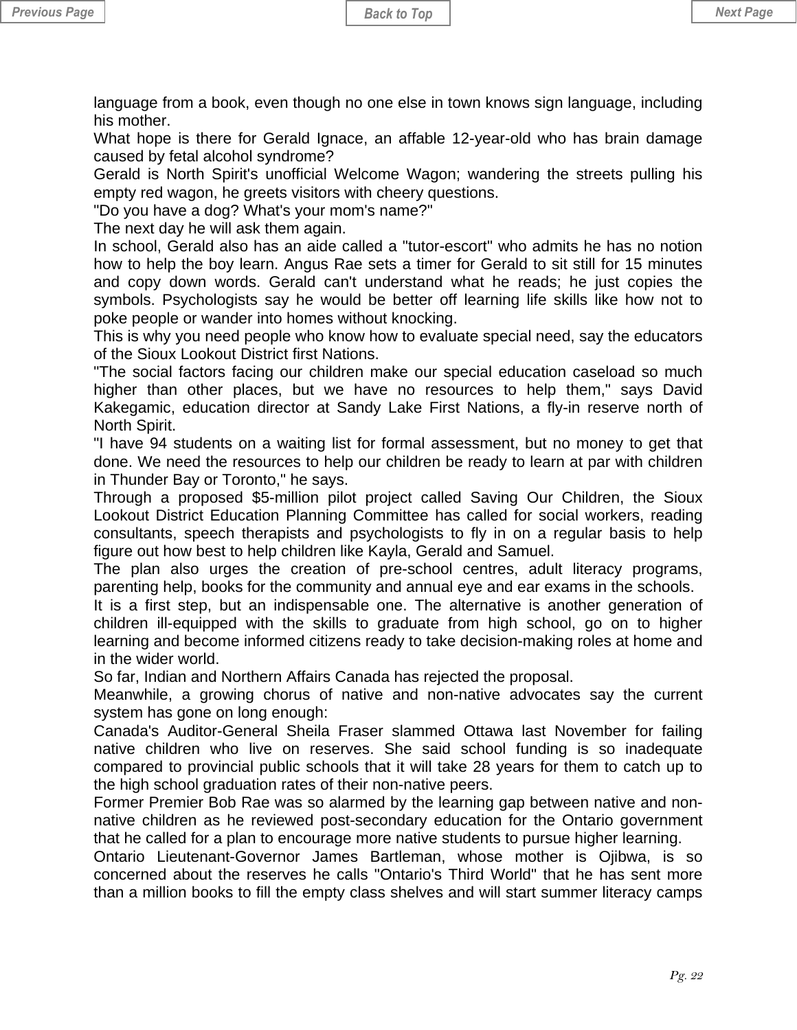language from a book, even though no one else in town knows sign language, including his mother.

What hope is there for Gerald Ignace, an affable 12-year-old who has brain damage caused by fetal alcohol syndrome?

Gerald is North Spirit's unofficial Welcome Wagon; wandering the streets pulling his empty red wagon, he greets visitors with cheery questions.

"Do you have a dog? What's your mom's name?"

The next day he will ask them again.

In school, Gerald also has an aide called a "tutor-escort" who admits he has no notion how to help the boy learn. Angus Rae sets a timer for Gerald to sit still for 15 minutes and copy down words. Gerald can't understand what he reads; he just copies the symbols. Psychologists say he would be better off learning life skills like how not to poke people or wander into homes without knocking.

This is why you need people who know how to evaluate special need, say the educators of the Sioux Lookout District first Nations.

"The social factors facing our children make our special education caseload so much higher than other places, but we have no resources to help them," says David Kakegamic, education director at Sandy Lake First Nations, a fly-in reserve north of North Spirit.

"I have 94 students on a waiting list for formal assessment, but no money to get that done. We need the resources to help our children be ready to learn at par with children in Thunder Bay or Toronto," he says.

Through a proposed $5-million pilot project called Saving Our Children, the Sioux Lookout District Education Planning Committee has called for social workers, reading consultants, speech therapists and psychologists to fly in on a regular basis to help figure out how best to help children like Kayla, Gerald and Samuel.

The plan also urges the creation of pre-school centres, adult literacy programs, parenting help, books for the community and annual eye and ear exams in the schools.

It is a first step, but an indispensable one. The alternative is another generation of children ill-equipped with the skills to graduate from high school, go on to higher learning and become informed citizens ready to take decision-making roles at home and in the wider world.

So far, Indian and Northern Affairs Canada has rejected the proposal.

Meanwhile, a growing chorus of native and non-native advocates say the current system has gone on long enough:

Canada's Auditor-General Sheila Fraser slammed Ottawa last November for failing native children who live on reserves. She said school funding is so inadequate compared to provincial public schools that it will take 28 years for them to catch up to the high school graduation rates of their non-native peers.

Former Premier Bob Rae was so alarmed by the learning gap between native and non-native children as he reviewed post-secondary education for the Ontario government that he called for a plan to encourage more native students to pursue higher learning.

Ontario Lieutenant-Governor James Bartleman, whose mother is Ojibwa, is so concerned about the reserves he calls "Ontario's Third World" that he has sent more than a million books to fill the empty class shelves and will start summer literacy camps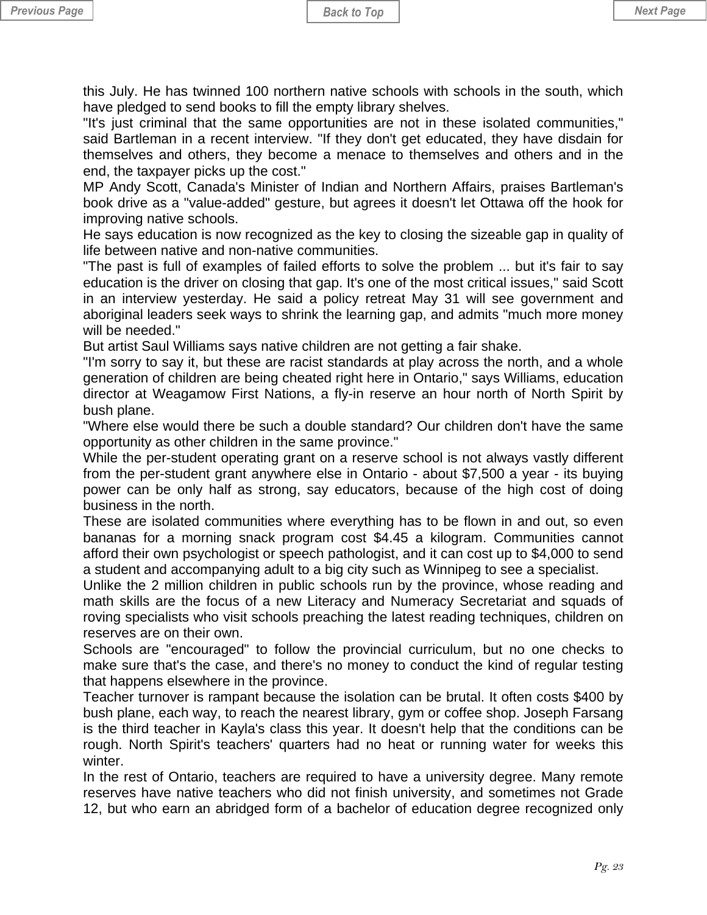this July. He has twinned 100 northern native schools with schools in the south, which have pledged to send books to fill the empty library shelves.

"It's just criminal that the same opportunities are not in these isolated communities," said Bartleman in a recent interview. "If they don't get educated, they have disdain for themselves and others, they become a menace to themselves and others and in the end, the taxpayer picks up the cost."

MP Andy Scott, Canada's Minister of Indian and Northern Affairs, praises Bartleman's book drive as a "value-added" gesture, but agrees it doesn't let Ottawa off the hook for improving native schools.

He says education is now recognized as the key to closing the sizeable gap in quality of life between native and non-native communities.

"The past is full of examples of failed efforts to solve the problem ... but it's fair to say education is the driver on closing that gap. It's one of the most critical issues," said Scott in an interview yesterday. He said a policy retreat May 31 will see government and aboriginal leaders seek ways to shrink the learning gap, and admits "much more money will be needed."

But artist Saul Williams says native children are not getting a fair shake.

"I'm sorry to say it, but these are racist standards at play across the north, and a whole generation of children are being cheated right here in Ontario," says Williams, education director at Weagamow First Nations, a fly-in reserve an hour north of North Spirit by bush plane.

"Where else would there be such a double standard? Our children don't have the same opportunity as other children in the same province."

While the per-student operating grant on a reserve school is not always vastly different from the per-student grant anywhere else in Ontario - about $7,500 a year - its buying power can be only half as strong, say educators, because of the high cost of doing business in the north.

These are isolated communities where everything has to be flown in and out, so even bananas for a morning snack program cost $4.45 a kilogram. Communities cannot afford their own psychologist or speech pathologist, and it can cost up to $4,000 to send a student and accompanying adult to a big city such as Winnipeg to see a specialist.

Unlike the 2 million children in public schools run by the province, whose reading and math skills are the focus of a new Literacy and Numeracy Secretariat and squads of roving specialists who visit schools preaching the latest reading techniques, children on reserves are on their own.

Schools are "encouraged" to follow the provincial curriculum, but no one checks to make sure that's the case, and there's no money to conduct the kind of regular testing that happens elsewhere in the province.

Teacher turnover is rampant because the isolation can be brutal. It often costs $400 by bush plane, each way, to reach the nearest library, gym or coffee shop. Joseph Farsang is the third teacher in Kayla's class this year. It doesn't help that the conditions can be rough. North Spirit's teachers' quarters had no heat or running water for weeks this winter.

In the rest of Ontario, teachers are required to have a university degree. Many remote reserves have native teachers who did not finish university, and sometimes not Grade 12, but who earn an abridged form of a bachelor of education degree recognized only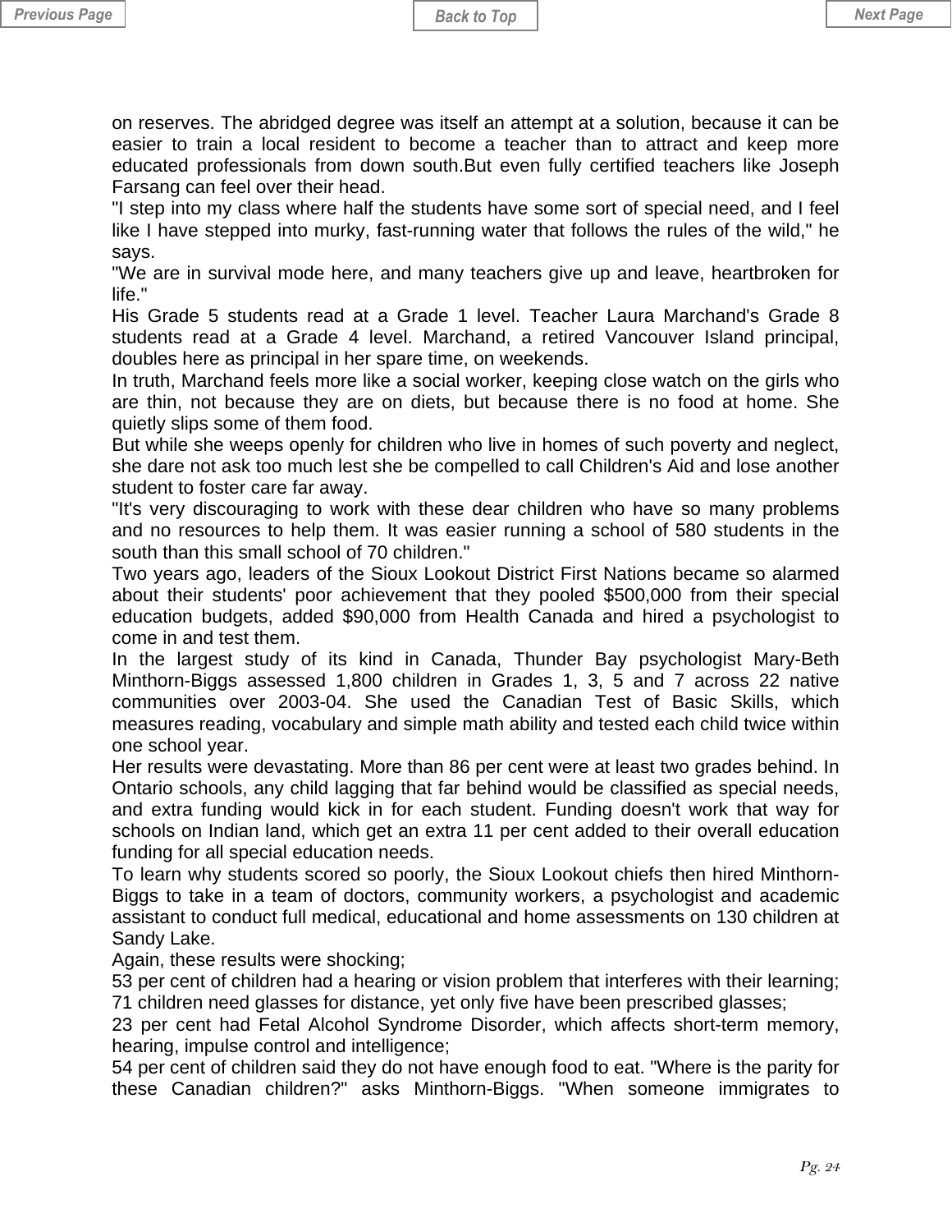on reserves. The abridged degree was itself an attempt at a solution, because it can be easier to train a local resident to become a teacher than to attract and keep more educated professionals from down south.But even fully certified teachers like Joseph Farsang can feel over their head.

"I step into my class where half the students have some sort of special need, and I feel like I have stepped into murky, fast-running water that follows the rules of the wild," he says.

"We are in survival mode here, and many teachers give up and leave, heartbroken for life."

His Grade 5 students read at a Grade 1 level. Teacher Laura Marchand's Grade 8 students read at a Grade 4 level. Marchand, a retired Vancouver Island principal, doubles here as principal in her spare time, on weekends.

In truth, Marchand feels more like a social worker, keeping close watch on the girls who are thin, not because they are on diets, but because there is no food at home. She quietly slips some of them food.

But while she weeps openly for children who live in homes of such poverty and neglect, she dare not ask too much lest she be compelled to call Children's Aid and lose another student to foster care far away.

"It's very discouraging to work with these dear children who have so many problems and no resources to help them. It was easier running a school of 580 students in the south than this small school of 70 children."

Two years ago, leaders of the Sioux Lookout District First Nations became so alarmed about their students' poor achievement that they pooled $500,000 from their special education budgets, added $90,000 from Health Canada and hired a psychologist to come in and test them.

In the largest study of its kind in Canada, Thunder Bay psychologist Mary-Beth Minthorn-Biggs assessed 1,800 children in Grades 1, 3, 5 and 7 across 22 native communities over 2003-04. She used the Canadian Test of Basic Skills, which measures reading, vocabulary and simple math ability and tested each child twice within one school year.

Her results were devastating. More than 86 per cent were at least two grades behind. In Ontario schools, any child lagging that far behind would be classified as special needs, and extra funding would kick in for each student. Funding doesn't work that way for schools on Indian land, which get an extra 11 per cent added to their overall education funding for all special education needs.

To learn why students scored so poorly, the Sioux Lookout chiefs then hired Minthorn-Biggs to take in a team of doctors, community workers, a psychologist and academic assistant to conduct full medical, educational and home assessments on 130 children at Sandy Lake.

Again, these results were shocking;

53 per cent of children had a hearing or vision problem that interferes with their learning;

71 children need glasses for distance, yet only five have been prescribed glasses;

23 per cent had Fetal Alcohol Syndrome Disorder, which affects short-term memory, hearing, impulse control and intelligence;

54 per cent of children said they do not have enough food to eat. "Where is the parity for these Canadian children?" asks Minthorn-Biggs. "When someone immigrates to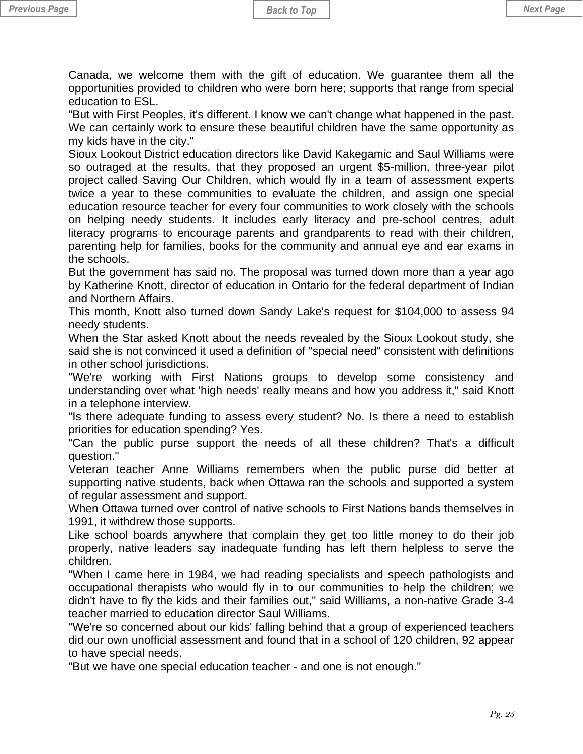Canada, we welcome them with the gift of education. We guarantee them all the opportunities provided to children who were born here; supports that range from special education to ESL.

"But with First Peoples, it's different. I know we can't change what happened in the past. We can certainly work to ensure these beautiful children have the same opportunity as my kids have in the city."

Sioux Lookout District education directors like David Kakegamic and Saul Williams were so outraged at the results, that they proposed an urgent $5-million, three-year pilot project called Saving Our Children, which would fly in a team of assessment experts twice a year to these communities to evaluate the children, and assign one special education resource teacher for every four communities to work closely with the schools on helping needy students. It includes early literacy and pre-school centres, adult literacy programs to encourage parents and grandparents to read with their children, parenting help for families, books for the community and annual eye and ear exams in the schools.

But the government has said no. The proposal was turned down more than a year ago by Katherine Knott, director of education in Ontario for the federal department of Indian and Northern Affairs.

This month, Knott also turned down Sandy Lake's request for $104,000 to assess 94 needy students.

When the Star asked Knott about the needs revealed by the Sioux Lookout study, she said she is not convinced it used a definition of "special need" consistent with definitions in other school jurisdictions.

"We're working with First Nations groups to develop some consistency and understanding over what 'high needs' really means and how you address it," said Knott in a telephone interview.

"Is there adequate funding to assess every student? No. Is there a need to establish priorities for education spending? Yes.

"Can the public purse support the needs of all these children? That's a difficult question."

Veteran teacher Anne Williams remembers when the public purse did better at supporting native students, back when Ottawa ran the schools and supported a system of regular assessment and support.

When Ottawa turned over control of native schools to First Nations bands themselves in 1991, it withdrew those supports.

Like school boards anywhere that complain they get too little money to do their job properly, native leaders say inadequate funding has left them helpless to serve the children.

"When I came here in 1984, we had reading specialists and speech pathologists and occupational therapists who would fly in to our communities to help the children; we didn't have to fly the kids and their families out," said Williams, a non-native Grade 3-4 teacher married to education director Saul Williams.

"We're so concerned about our kids' falling behind that a group of experienced teachers did our own unofficial assessment and found that in a school of 120 children, 92 appear to have special needs.

"But we have one special education teacher - and one is not enough."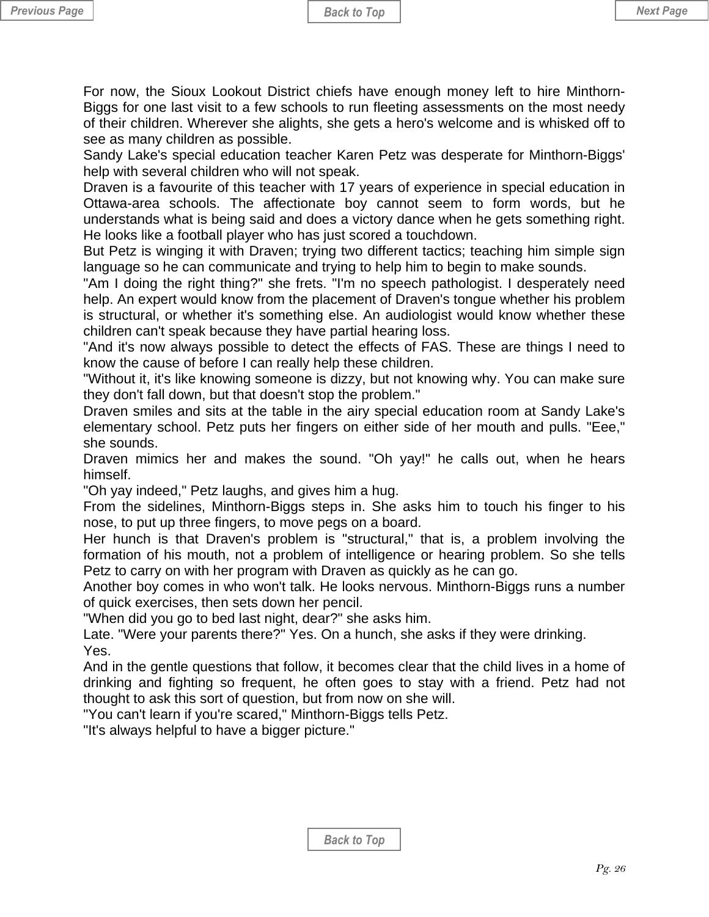For now, the Sioux Lookout District chiefs have enough money left to hire Minthorn-Biggs for one last visit to a few schools to run fleeting assessments on the most needy of their children. Wherever she alights, she gets a hero's welcome and is whisked off to see as many children as possible.

Sandy Lake's special education teacher Karen Petz was desperate for Minthorn-Biggs' help with several children who will not speak.

Draven is a favourite of this teacher with 17 years of experience in special education in Ottawa-area schools. The affectionate boy cannot seem to form words, but he understands what is being said and does a victory dance when he gets something right. He looks like a football player who has just scored a touchdown.

But Petz is winging it with Draven; trying two different tactics; teaching him simple sign language so he can communicate and trying to help him to begin to make sounds.

"Am I doing the right thing?" she frets. "I'm no speech pathologist. I desperately need help. An expert would know from the placement of Draven's tongue whether his problem is structural, or whether it's something else. An audiologist would know whether these children can't speak because they have partial hearing loss.

"And it's now always possible to detect the effects of FAS. These are things I need to know the cause of before I can really help these children.

"Without it, it's like knowing someone is dizzy, but not knowing why. You can make sure they don't fall down, but that doesn't stop the problem."

Draven smiles and sits at the table in the airy special education room at Sandy Lake's elementary school. Petz puts her fingers on either side of her mouth and pulls. "Eee," she sounds.

Draven mimics her and makes the sound. "Oh yay!" he calls out, when he hears himself.

"Oh yay indeed," Petz laughs, and gives him a hug.

From the sidelines, Minthorn-Biggs steps in. She asks him to touch his finger to his nose, to put up three fingers, to move pegs on a board.

Her hunch is that Draven's problem is "structural," that is, a problem involving the formation of his mouth, not a problem of intelligence or hearing problem. So she tells Petz to carry on with her program with Draven as quickly as he can go.

Another boy comes in who won't talk. He looks nervous. Minthorn-Biggs runs a number of quick exercises, then sets down her pencil.

"When did you go to bed last night, dear?" she asks him.

Late. "Were your parents there?" Yes. On a hunch, she asks if they were drinking.

Yes.

And in the gentle questions that follow, it becomes clear that the child lives in a home of drinking and fighting so frequent, he often goes to stay with a friend. Petz had not thought to ask this sort of question, but from now on she will.

"You can't learn if you're scared," Minthorn-Biggs tells Petz.

"It's always helpful to have a bigger picture."